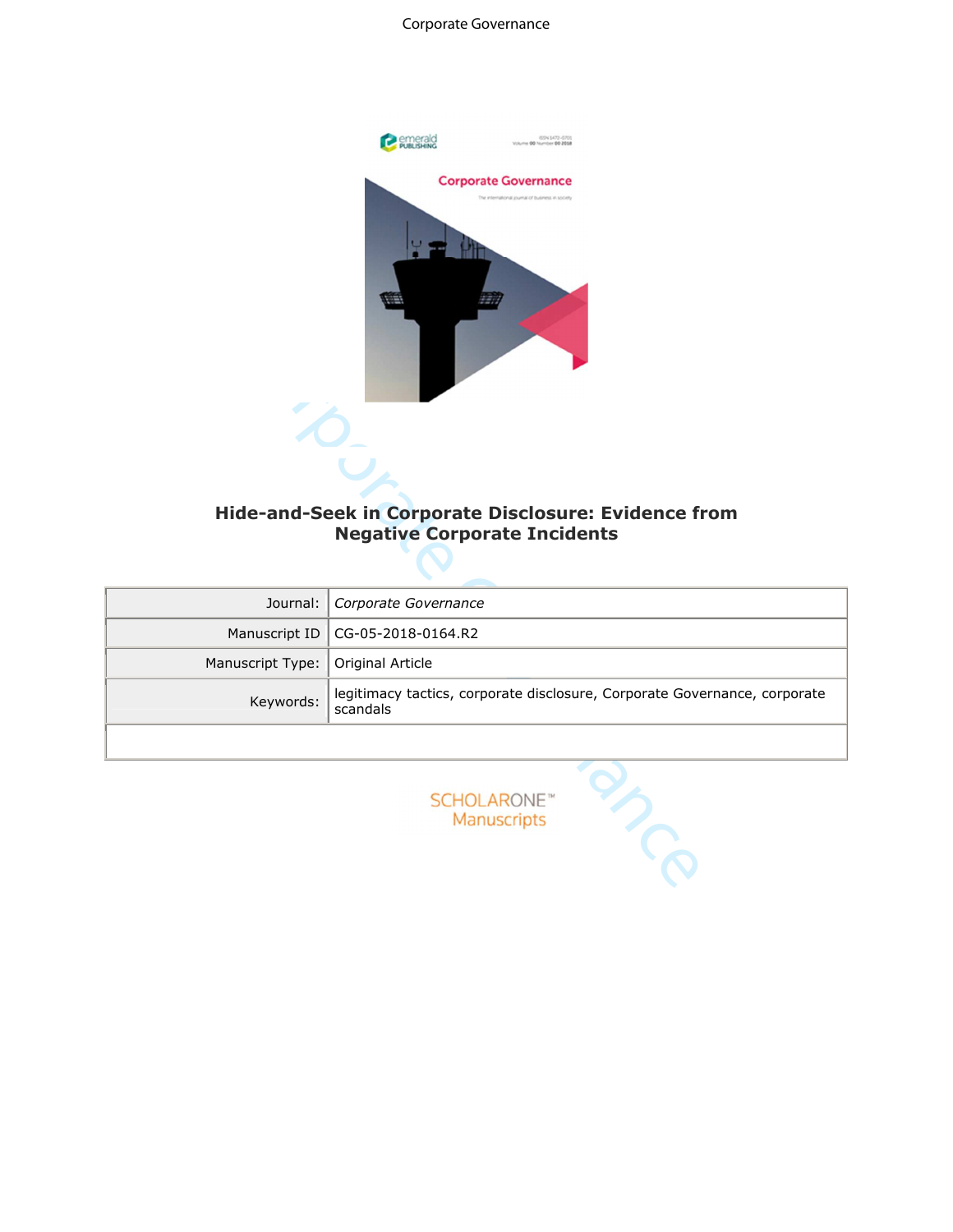# Hide-and-Seek in Corporate Disclosure: Evidence from Negative Corporate Incidents

| | |
|---|---|
| Journal: | *Corporate Governance* |
| Manuscript ID | CG-05-2018-0164.R2 |
| Manuscript Type: | Original Article |
| Keywords: | legitimacy tactics, corporate disclosure, Corporate Governance, corporate scandals |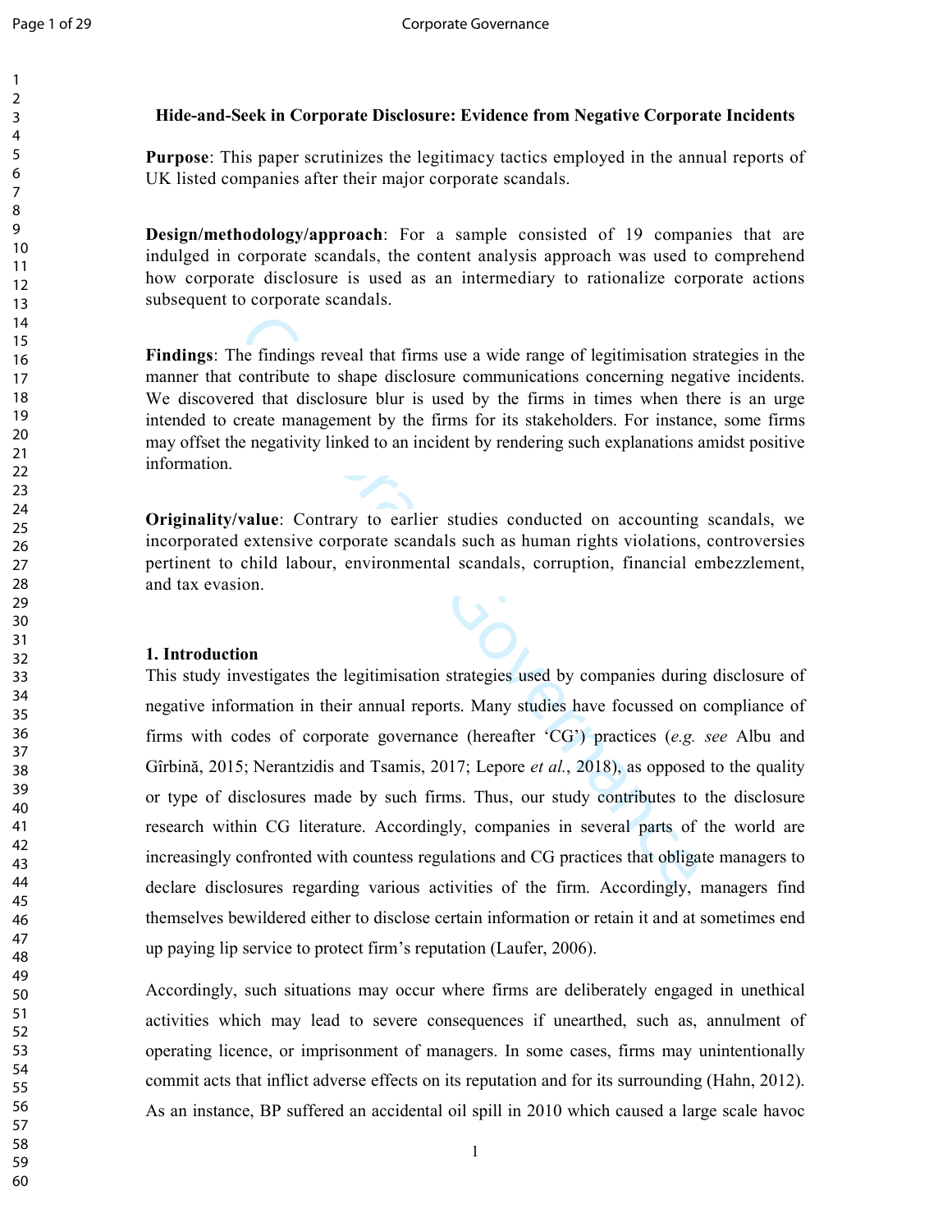**Hide-and-Seek in Corporate Disclosure: Evidence from Negative Corporate Incidents**

**Purpose**: This paper scrutinizes the legitimacy tactics employed in the annual reports of UK listed companies after their major corporate scandals.

**Design/methodology/approach**: For a sample consisted of 19 companies that are indulged in corporate scandals, the content analysis approach was used to comprehend how corporate disclosure is used as an intermediary to rationalize corporate actions subsequent to corporate scandals.

**Findings**: The findings reveal that firms use a wide range of legitimisation strategies in the manner that contribute to shape disclosure communications concerning negative incidents. We discovered that disclosure blur is used by the firms in times when there is an urge intended to create management by the firms for its stakeholders. For instance, some firms may offset the negativity linked to an incident by rendering such explanations amidst positive information.

**Originality/value**: Contrary to earlier studies conducted on accounting scandals, we incorporated extensive corporate scandals such as human rights violations, controversies pertinent to child labour, environmental scandals, corruption, financial embezzlement, and tax evasion.

## 1. Introduction

This study investigates the legitimisation strategies used by companies during disclosure of negative information in their annual reports. Many studies have focussed on compliance of firms with codes of corporate governance (hereafter 'CG') practices (*e.g. see* Albu and Gîrbină, 2015; Nerantzidis and Tsamis, 2017; Lepore *et al.*, 2018), as opposed to the quality or type of disclosures made by such firms. Thus, our study contributes to the disclosure research within CG literature. Accordingly, companies in several parts of the world are increasingly confronted with countess regulations and CG practices that obligate managers to declare disclosures regarding various activities of the firm. Accordingly, managers find themselves bewildered either to disclose certain information or retain it and at sometimes end up paying lip service to protect firm's reputation (Laufer, 2006).

Accordingly, such situations may occur where firms are deliberately engaged in unethical activities which may lead to severe consequences if unearthed, such as, annulment of operating licence, or imprisonment of managers. In some cases, firms may unintentionally commit acts that inflict adverse effects on its reputation and for its surrounding (Hahn, 2012). As an instance, BP suffered an accidental oil spill in 2010 which caused a large scale havoc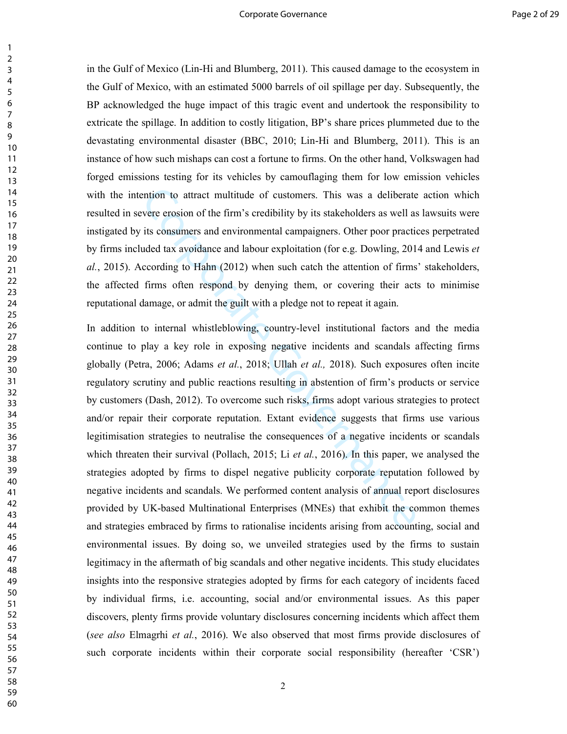in the Gulf of Mexico (Lin-Hi and Blumberg, 2011). This caused damage to the ecosystem in the Gulf of Mexico, with an estimated 5000 barrels of oil spillage per day. Subsequently, the BP acknowledged the huge impact of this tragic event and undertook the responsibility to extricate the spillage. In addition to costly litigation, BP's share prices plummeted due to the devastating environmental disaster (BBC, 2010; Lin-Hi and Blumberg, 2011). This is an instance of how such mishaps can cost a fortune to firms. On the other hand, Volkswagen had forged emissions testing for its vehicles by camouflaging them for low emission vehicles with the intention to attract multitude of customers. This was a deliberate action which resulted in severe erosion of the firm's credibility by its stakeholders as well as lawsuits were instigated by its consumers and environmental campaigners. Other poor practices perpetrated by firms included tax avoidance and labour exploitation (for e.g. Dowling, 2014 and Lewis *et al.*, 2015). According to Hahn (2012) when such catch the attention of firms' stakeholders, the affected firms often respond by denying them, or covering their acts to minimise reputational damage, or admit the guilt with a pledge not to repeat it again.

In addition to internal whistleblowing, country-level institutional factors and the media continue to play a key role in exposing negative incidents and scandals affecting firms globally (Petra, 2006; Adams *et al.*, 2018; Ullah *et al.,* 2018). Such exposures often incite regulatory scrutiny and public reactions resulting in abstention of firm's products or service by customers (Dash, 2012). To overcome such risks, firms adopt various strategies to protect and/or repair their corporate reputation. Extant evidence suggests that firms use various legitimisation strategies to neutralise the consequences of a negative incidents or scandals which threaten their survival (Pollach, 2015; Li *et al.*, 2016). In this paper, we analysed the strategies adopted by firms to dispel negative publicity corporate reputation followed by negative incidents and scandals. We performed content analysis of annual report disclosures provided by UK-based Multinational Enterprises (MNEs) that exhibit the common themes and strategies embraced by firms to rationalise incidents arising from accounting, social and environmental issues. By doing so, we unveiled strategies used by the firms to sustain legitimacy in the aftermath of big scandals and other negative incidents. This study elucidates insights into the responsive strategies adopted by firms for each category of incidents faced by individual firms, i.e. accounting, social and/or environmental issues. As this paper discovers, plenty firms provide voluntary disclosures concerning incidents which affect them (*see also* Elmagrhi *et al.*, 2016). We also observed that most firms provide disclosures of such corporate incidents within their corporate social responsibility (hereafter 'CSR')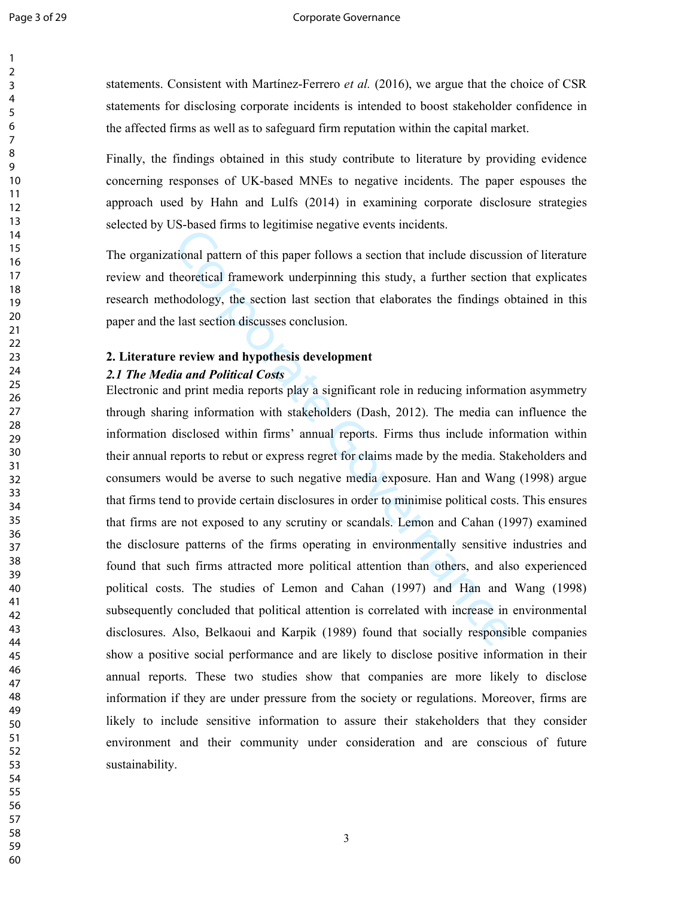statements. Consistent with Martínez-Ferrero *et al.* (2016), we argue that the choice of CSR statements for disclosing corporate incidents is intended to boost stakeholder confidence in the affected firms as well as to safeguard firm reputation within the capital market.

Finally, the findings obtained in this study contribute to literature by providing evidence concerning responses of UK-based MNEs to negative incidents. The paper espouses the approach used by Hahn and Lulfs (2014) in examining corporate disclosure strategies selected by US-based firms to legitimise negative events incidents.

The organizational pattern of this paper follows a section that include discussion of literature review and theoretical framework underpinning this study, a further section that explicates research methodology, the section last section that elaborates the findings obtained in this paper and the last section discusses conclusion.

## 2. Literature review and hypothesis development

### *2.1 The Media and Political Costs*

Electronic and print media reports play a significant role in reducing information asymmetry through sharing information with stakeholders (Dash, 2012). The media can influence the information disclosed within firms' annual reports. Firms thus include information within their annual reports to rebut or express regret for claims made by the media. Stakeholders and consumers would be averse to such negative media exposure. Han and Wang (1998) argue that firms tend to provide certain disclosures in order to minimise political costs. This ensures that firms are not exposed to any scrutiny or scandals. Lemon and Cahan (1997) examined the disclosure patterns of the firms operating in environmentally sensitive industries and found that such firms attracted more political attention than others, and also experienced political costs. The studies of Lemon and Cahan (1997) and Han and Wang (1998) subsequently concluded that political attention is correlated with increase in environmental disclosures. Also, Belkaoui and Karpik (1989) found that socially responsible companies show a positive social performance and are likely to disclose positive information in their annual reports. These two studies show that companies are more likely to disclose information if they are under pressure from the society or regulations. Moreover, firms are likely to include sensitive information to assure their stakeholders that they consider environment and their community under consideration and are conscious of future sustainability.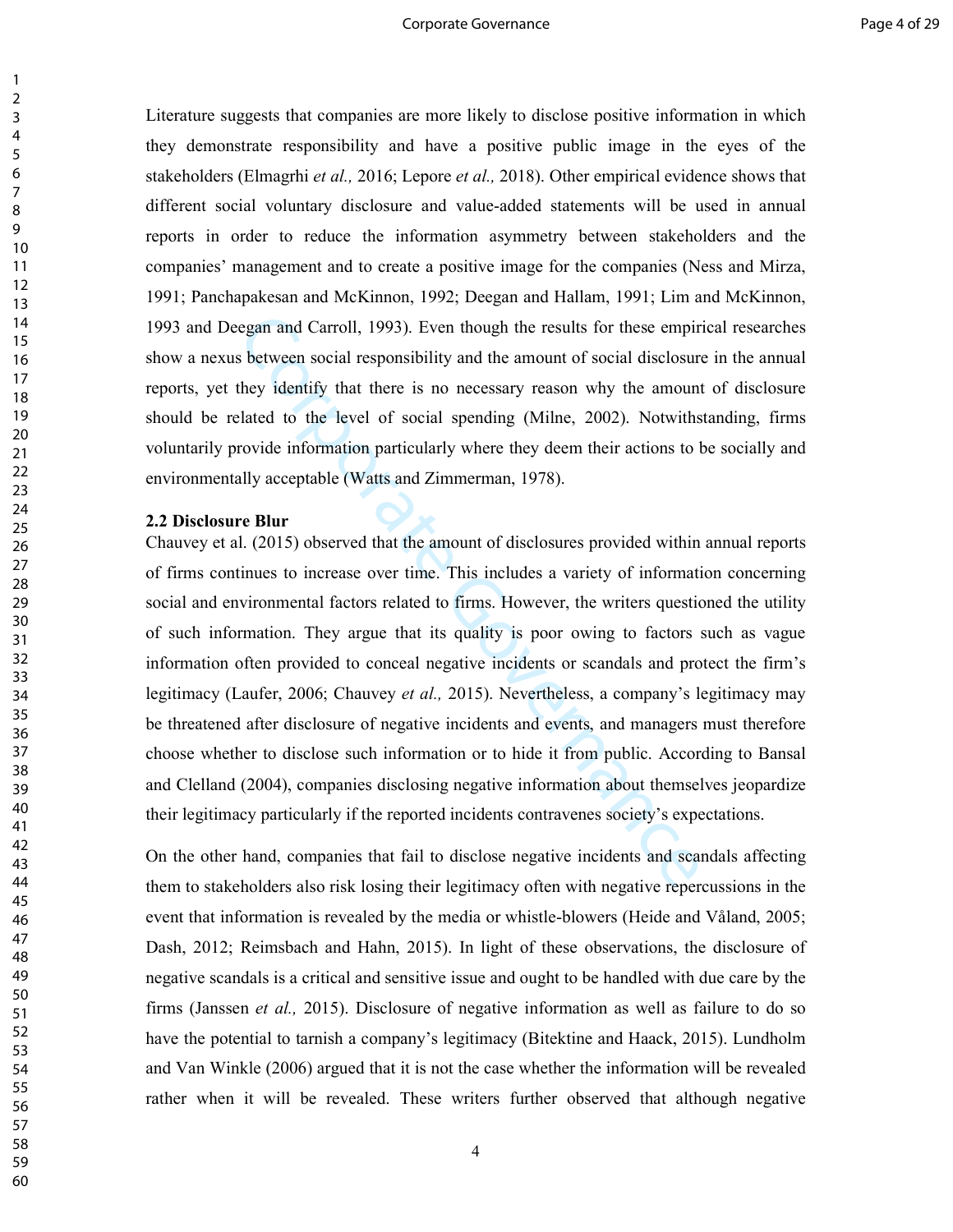Literature suggests that companies are more likely to disclose positive information in which they demonstrate responsibility and have a positive public image in the eyes of the stakeholders (Elmagrhi *et al.,* 2016; Lepore *et al.,* 2018). Other empirical evidence shows that different social voluntary disclosure and value-added statements will be used in annual reports in order to reduce the information asymmetry between stakeholders and the companies' management and to create a positive image for the companies (Ness and Mirza, 1991; Panchapakesan and McKinnon, 1992; Deegan and Hallam, 1991; Lim and McKinnon, 1993 and Deegan and Carroll, 1993). Even though the results for these empirical researches show a nexus between social responsibility and the amount of social disclosure in the annual reports, yet they identify that there is no necessary reason why the amount of disclosure should be related to the level of social spending (Milne, 2002). Notwithstanding, firms voluntarily provide information particularly where they deem their actions to be socially and environmentally acceptable (Watts and Zimmerman, 1978).

### 2.2 Disclosure Blur

Chauvey et al. (2015) observed that the amount of disclosures provided within annual reports of firms continues to increase over time. This includes a variety of information concerning social and environmental factors related to firms. However, the writers questioned the utility of such information. They argue that its quality is poor owing to factors such as vague information often provided to conceal negative incidents or scandals and protect the firm's legitimacy (Laufer, 2006; Chauvey *et al.,* 2015). Nevertheless, a company's legitimacy may be threatened after disclosure of negative incidents and events, and managers must therefore choose whether to disclose such information or to hide it from public. According to Bansal and Clelland (2004), companies disclosing negative information about themselves jeopardize their legitimacy particularly if the reported incidents contravenes society's expectations.

On the other hand, companies that fail to disclose negative incidents and scandals affecting them to stakeholders also risk losing their legitimacy often with negative repercussions in the event that information is revealed by the media or whistle-blowers (Heide and Våland, 2005; Dash, 2012; Reimsbach and Hahn, 2015). In light of these observations, the disclosure of negative scandals is a critical and sensitive issue and ought to be handled with due care by the firms (Janssen *et al.,* 2015). Disclosure of negative information as well as failure to do so have the potential to tarnish a company's legitimacy (Bitektine and Haack, 2015). Lundholm and Van Winkle (2006) argued that it is not the case whether the information will be revealed rather when it will be revealed. These writers further observed that although negative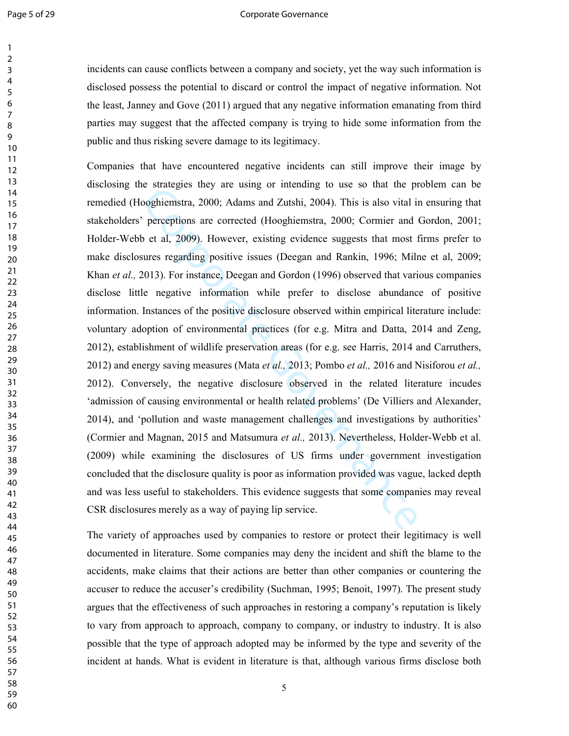incidents can cause conflicts between a company and society, yet the way such information is disclosed possess the potential to discard or control the impact of negative information. Not the least, Janney and Gove (2011) argued that any negative information emanating from third parties may suggest that the affected company is trying to hide some information from the public and thus risking severe damage to its legitimacy.

Companies that have encountered negative incidents can still improve their image by disclosing the strategies they are using or intending to use so that the problem can be remedied (Hooghiemstra, 2000; Adams and Zutshi, 2004). This is also vital in ensuring that stakeholders' perceptions are corrected (Hooghiemstra, 2000; Cormier and Gordon, 2001; Holder-Webb et al, 2009). However, existing evidence suggests that most firms prefer to make disclosures regarding positive issues (Deegan and Rankin, 1996; Milne et al, 2009; Khan *et al.,* 2013). For instance, Deegan and Gordon (1996) observed that various companies disclose little negative information while prefer to disclose abundance of positive information. Instances of the positive disclosure observed within empirical literature include: voluntary adoption of environmental practices (for e.g. Mitra and Datta, 2014 and Zeng, 2012), establishment of wildlife preservation areas (for e.g. see Harris, 2014 and Carruthers, 2012) and energy saving measures (Mata *et al.,* 2013; Pombo *et al.,* 2016 and Nisiforou *et al.,* 2012). Conversely, the negative disclosure observed in the related literature incudes 'admission of causing environmental or health related problems' (De Villiers and Alexander, 2014), and 'pollution and waste management challenges and investigations by authorities' (Cormier and Magnan, 2015 and Matsumura *et al.,* 2013). Nevertheless, Holder-Webb et al. (2009) while examining the disclosures of US firms under government investigation concluded that the disclosure quality is poor as information provided was vague, lacked depth and was less useful to stakeholders. This evidence suggests that some companies may reveal CSR disclosures merely as a way of paying lip service.

The variety of approaches used by companies to restore or protect their legitimacy is well documented in literature. Some companies may deny the incident and shift the blame to the accidents, make claims that their actions are better than other companies or countering the accuser to reduce the accuser's credibility (Suchman, 1995; Benoit, 1997). The present study argues that the effectiveness of such approaches in restoring a company's reputation is likely to vary from approach to approach, company to company, or industry to industry. It is also possible that the type of approach adopted may be informed by the type and severity of the incident at hands. What is evident in literature is that, although various firms disclose both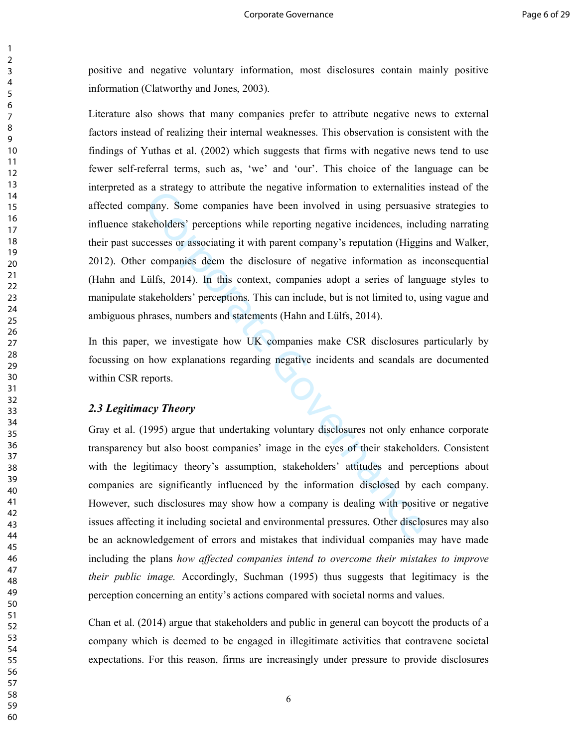positive and negative voluntary information, most disclosures contain mainly positive information (Clatworthy and Jones, 2003).

Literature also shows that many companies prefer to attribute negative news to external factors instead of realizing their internal weaknesses. This observation is consistent with the findings of Yuthas et al. (2002) which suggests that firms with negative news tend to use fewer self-referral terms, such as, 'we' and 'our'. This choice of the language can be interpreted as a strategy to attribute the negative information to externalities instead of the affected company. Some companies have been involved in using persuasive strategies to influence stakeholders' perceptions while reporting negative incidences, including narrating their past successes or associating it with parent company's reputation (Higgins and Walker, 2012). Other companies deem the disclosure of negative information as inconsequential (Hahn and Lülfs, 2014). In this context, companies adopt a series of language styles to manipulate stakeholders' perceptions. This can include, but is not limited to, using vague and ambiguous phrases, numbers and statements (Hahn and Lülfs, 2014).

In this paper, we investigate how UK companies make CSR disclosures particularly by focussing on how explanations regarding negative incidents and scandals are documented within CSR reports.

### *2.3 Legitimacy Theory*

Gray et al. (1995) argue that undertaking voluntary disclosures not only enhance corporate transparency but also boost companies' image in the eyes of their stakeholders. Consistent with the legitimacy theory's assumption, stakeholders' attitudes and perceptions about companies are significantly influenced by the information disclosed by each company. However, such disclosures may show how a company is dealing with positive or negative issues affecting it including societal and environmental pressures. Other disclosures may also be an acknowledgement of errors and mistakes that individual companies may have made including the plans *how affected companies intend to overcome their mistakes to improve their public image.* Accordingly, Suchman (1995) thus suggests that legitimacy is the perception concerning an entity's actions compared with societal norms and values.

Chan et al. (2014) argue that stakeholders and public in general can boycott the products of a company which is deemed to be engaged in illegitimate activities that contravene societal expectations. For this reason, firms are increasingly under pressure to provide disclosures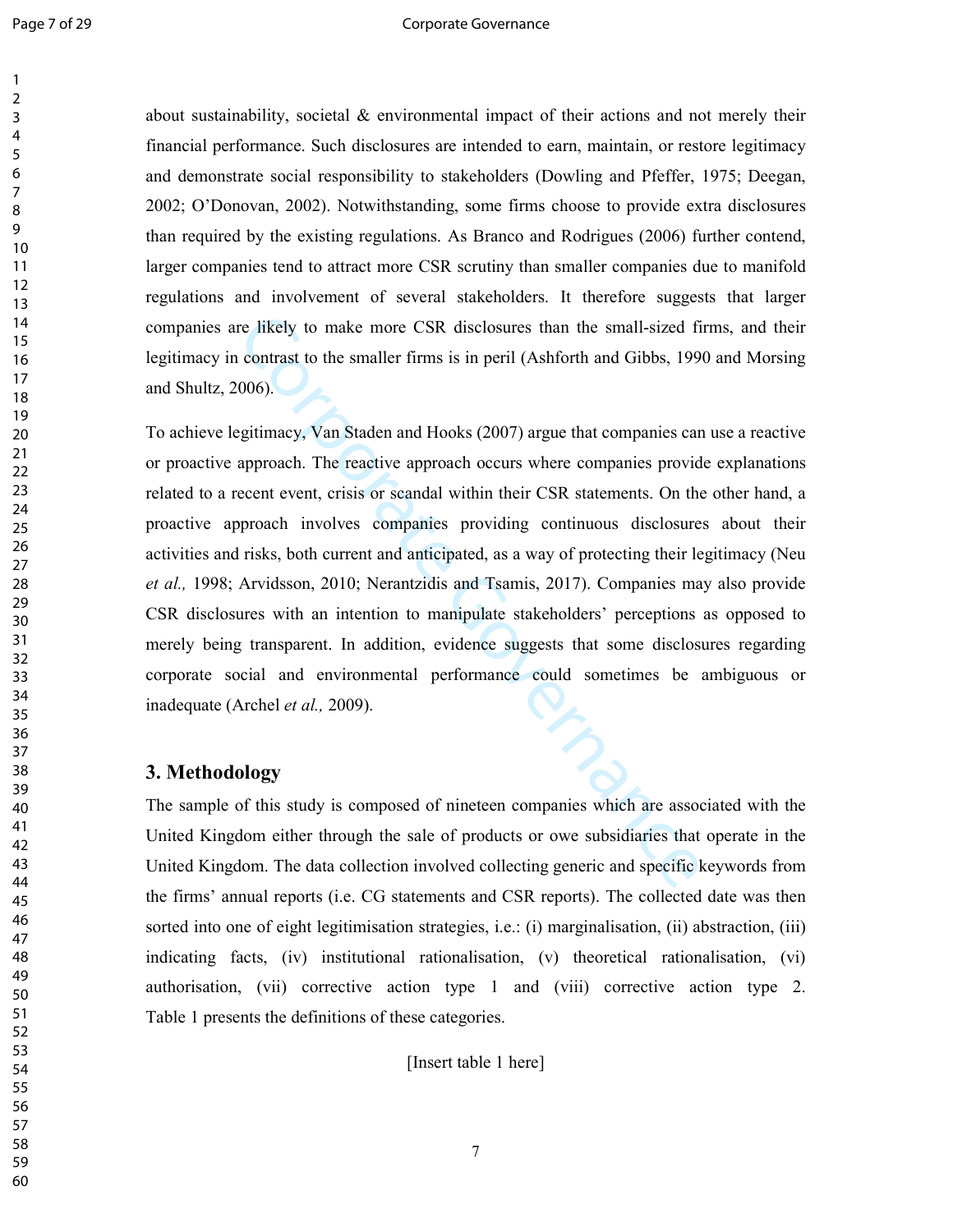about sustainability, societal & environmental impact of their actions and not merely their financial performance. Such disclosures are intended to earn, maintain, or restore legitimacy and demonstrate social responsibility to stakeholders (Dowling and Pfeffer, 1975; Deegan, 2002; O'Donovan, 2002). Notwithstanding, some firms choose to provide extra disclosures than required by the existing regulations. As Branco and Rodrigues (2006) further contend, larger companies tend to attract more CSR scrutiny than smaller companies due to manifold regulations and involvement of several stakeholders. It therefore suggests that larger companies are likely to make more CSR disclosures than the small-sized firms, and their legitimacy in contrast to the smaller firms is in peril (Ashforth and Gibbs, 1990 and Morsing and Shultz, 2006).

To achieve legitimacy, Van Staden and Hooks (2007) argue that companies can use a reactive or proactive approach. The reactive approach occurs where companies provide explanations related to a recent event, crisis or scandal within their CSR statements. On the other hand, a proactive approach involves companies providing continuous disclosures about their activities and risks, both current and anticipated, as a way of protecting their legitimacy (Neu *et al.,* 1998; Arvidsson, 2010; Nerantzidis and Tsamis, 2017). Companies may also provide CSR disclosures with an intention to manipulate stakeholders' perceptions as opposed to merely being transparent. In addition, evidence suggests that some disclosures regarding corporate social and environmental performance could sometimes be ambiguous or inadequate (Archel *et al.,* 2009).

## 3. Methodology

The sample of this study is composed of nineteen companies which are associated with the United Kingdom either through the sale of products or owe subsidiaries that operate in the United Kingdom. The data collection involved collecting generic and specific keywords from the firms' annual reports (i.e. CG statements and CSR reports). The collected date was then sorted into one of eight legitimisation strategies, i.e.: (i) marginalisation, (ii) abstraction, (iii) indicating facts, (iv) institutional rationalisation, (v) theoretical rationalisation, (vi) authorisation, (vii) corrective action type 1 and (viii) corrective action type 2. Table 1 presents the definitions of these categories.

[Insert table 1 here]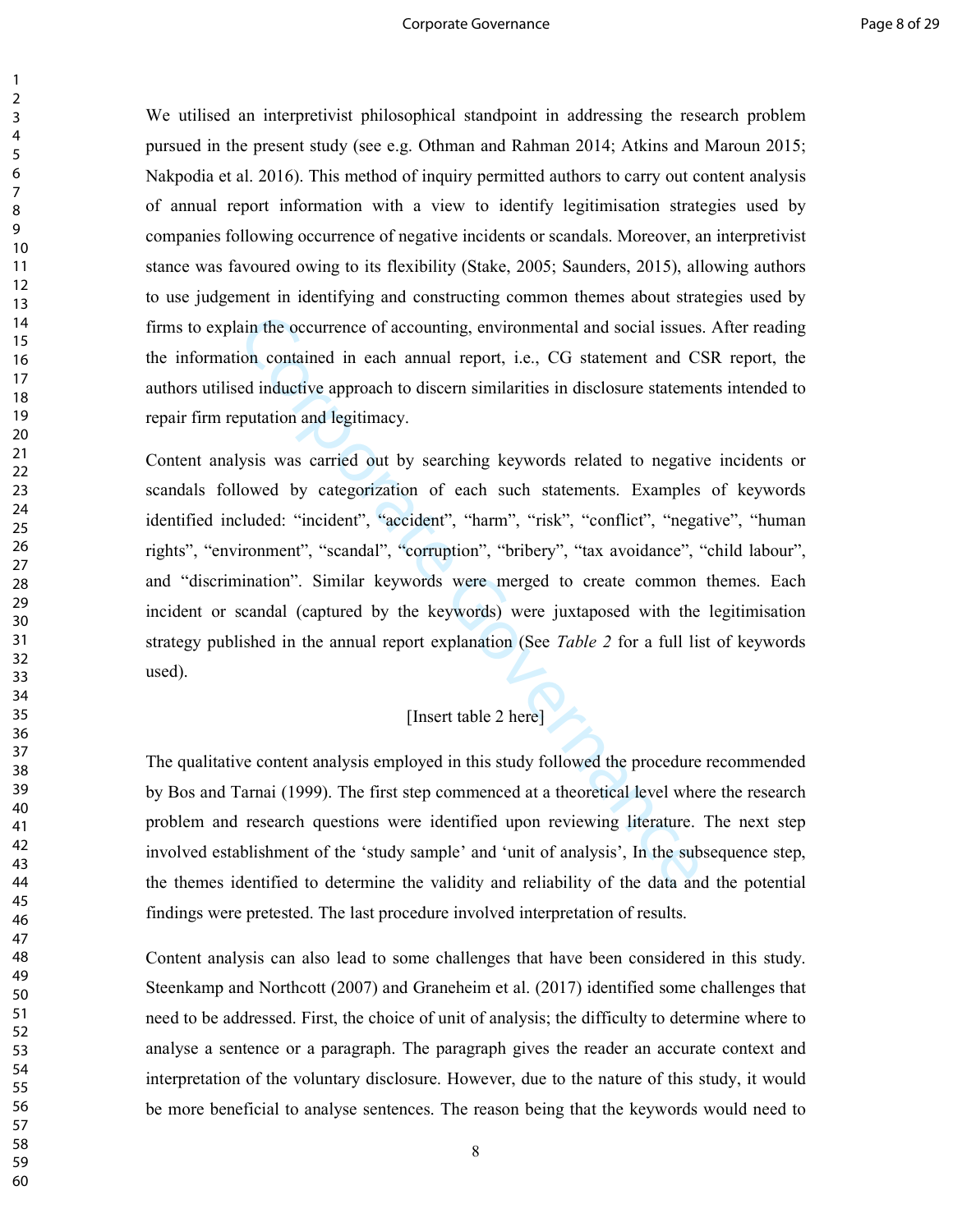We utilised an interpretivist philosophical standpoint in addressing the research problem pursued in the present study (see e.g. Othman and Rahman 2014; Atkins and Maroun 2015; Nakpodia et al. 2016). This method of inquiry permitted authors to carry out content analysis of annual report information with a view to identify legitimisation strategies used by companies following occurrence of negative incidents or scandals. Moreover, an interpretivist stance was favoured owing to its flexibility (Stake, 2005; Saunders, 2015), allowing authors to use judgement in identifying and constructing common themes about strategies used by firms to explain the occurrence of accounting, environmental and social issues. After reading the information contained in each annual report, i.e., CG statement and CSR report, the authors utilised inductive approach to discern similarities in disclosure statements intended to repair firm reputation and legitimacy.

Content analysis was carried out by searching keywords related to negative incidents or scandals followed by categorization of each such statements. Examples of keywords identified included: "incident", "accident", "harm", "risk", "conflict", "negative", "human rights", "environment", "scandal", "corruption", "bribery", "tax avoidance", "child labour", and "discrimination". Similar keywords were merged to create common themes. Each incident or scandal (captured by the keywords) were juxtaposed with the legitimisation strategy published in the annual report explanation (See *Table 2* for a full list of keywords used).

[Insert table 2 here]

The qualitative content analysis employed in this study followed the procedure recommended by Bos and Tarnai (1999). The first step commenced at a theoretical level where the research problem and research questions were identified upon reviewing literature. The next step involved establishment of the 'study sample' and 'unit of analysis', In the subsequence step, the themes identified to determine the validity and reliability of the data and the potential findings were pretested. The last procedure involved interpretation of results.

Content analysis can also lead to some challenges that have been considered in this study. Steenkamp and Northcott (2007) and Graneheim et al. (2017) identified some challenges that need to be addressed. First, the choice of unit of analysis; the difficulty to determine where to analyse a sentence or a paragraph. The paragraph gives the reader an accurate context and interpretation of the voluntary disclosure. However, due to the nature of this study, it would be more beneficial to analyse sentences. The reason being that the keywords would need to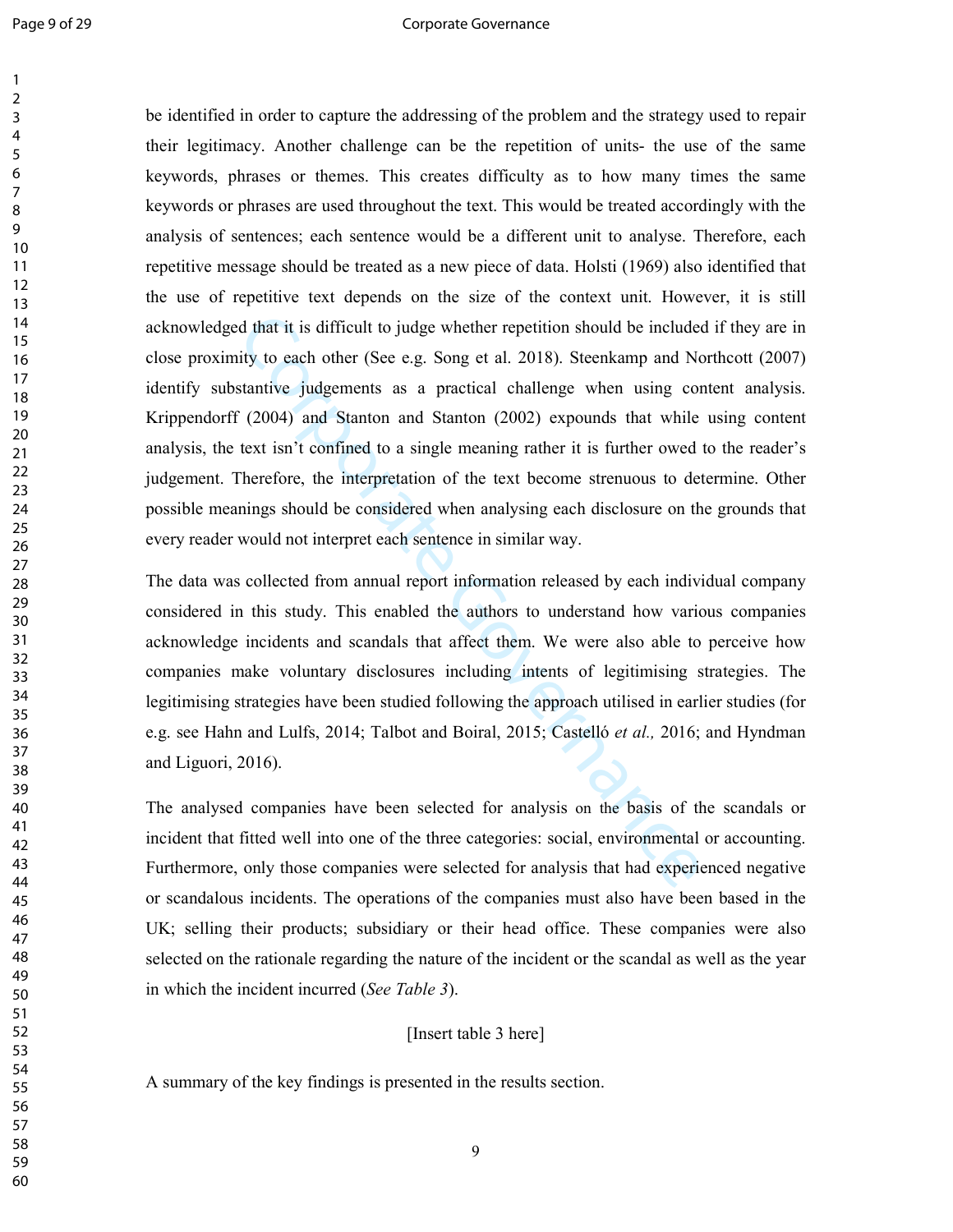be identified in order to capture the addressing of the problem and the strategy used to repair their legitimacy. Another challenge can be the repetition of units- the use of the same keywords, phrases or themes. This creates difficulty as to how many times the same keywords or phrases are used throughout the text. This would be treated accordingly with the analysis of sentences; each sentence would be a different unit to analyse. Therefore, each repetitive message should be treated as a new piece of data. Holsti (1969) also identified that the use of repetitive text depends on the size of the context unit. However, it is still acknowledged that it is difficult to judge whether repetition should be included if they are in close proximity to each other (See e.g. Song et al. 2018). Steenkamp and Northcott (2007) identify substantive judgements as a practical challenge when using content analysis. Krippendorff (2004) and Stanton and Stanton (2002) expounds that while using content analysis, the text isn't confined to a single meaning rather it is further owed to the reader's judgement. Therefore, the interpretation of the text become strenuous to determine. Other possible meanings should be considered when analysing each disclosure on the grounds that every reader would not interpret each sentence in similar way.

The data was collected from annual report information released by each individual company considered in this study. This enabled the authors to understand how various companies acknowledge incidents and scandals that affect them. We were also able to perceive how companies make voluntary disclosures including intents of legitimising strategies. The legitimising strategies have been studied following the approach utilised in earlier studies (for e.g. see Hahn and Lulfs, 2014; Talbot and Boiral, 2015; Castelló *et al.,* 2016; and Hyndman and Liguori, 2016).

The analysed companies have been selected for analysis on the basis of the scandals or incident that fitted well into one of the three categories: social, environmental or accounting. Furthermore, only those companies were selected for analysis that had experienced negative or scandalous incidents. The operations of the companies must also have been based in the UK; selling their products; subsidiary or their head office. These companies were also selected on the rationale regarding the nature of the incident or the scandal as well as the year in which the incident incurred (*See Table 3*).

[Insert table 3 here]

A summary of the key findings is presented in the results section.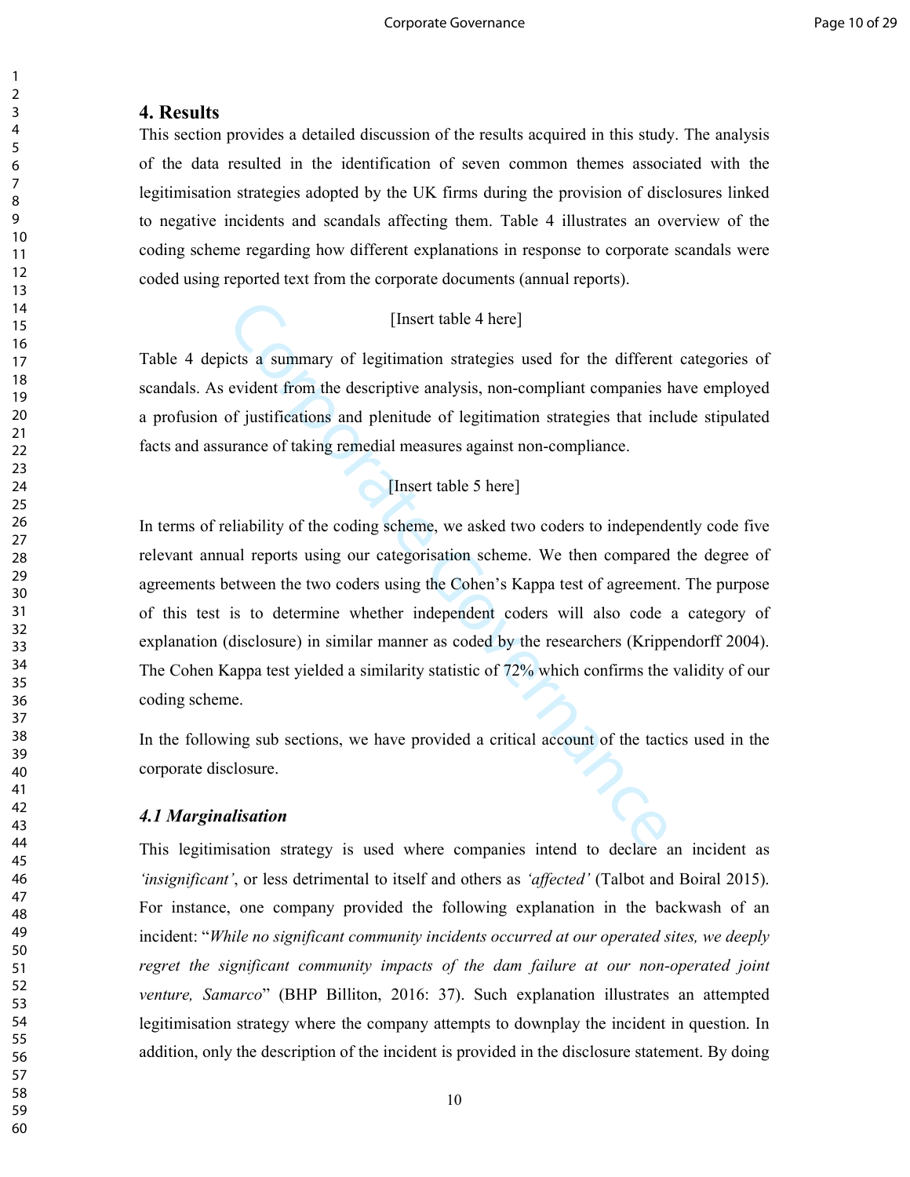## 4. Results

This section provides a detailed discussion of the results acquired in this study. The analysis of the data resulted in the identification of seven common themes associated with the legitimisation strategies adopted by the UK firms during the provision of disclosures linked to negative incidents and scandals affecting them. Table 4 illustrates an overview of the coding scheme regarding how different explanations in response to corporate scandals were coded using reported text from the corporate documents (annual reports).

[Insert table 4 here]

Table 4 depicts a summary of legitimation strategies used for the different categories of scandals. As evident from the descriptive analysis, non-compliant companies have employed a profusion of justifications and plenitude of legitimation strategies that include stipulated facts and assurance of taking remedial measures against non-compliance.

[Insert table 5 here]

In terms of reliability of the coding scheme, we asked two coders to independently code five relevant annual reports using our categorisation scheme. We then compared the degree of agreements between the two coders using the Cohen's Kappa test of agreement. The purpose of this test is to determine whether independent coders will also code a category of explanation (disclosure) in similar manner as coded by the researchers (Krippendorff 2004). The Cohen Kappa test yielded a similarity statistic of 72% which confirms the validity of our coding scheme.

In the following sub sections, we have provided a critical account of the tactics used in the corporate disclosure.

### *4.1 Marginalisation*

This legitimisation strategy is used where companies intend to declare an incident as *'insignificant'*, or less detrimental to itself and others as *'affected'* (Talbot and Boiral 2015). For instance, one company provided the following explanation in the backwash of an incident: "*While no significant community incidents occurred at our operated sites, we deeply regret the significant community impacts of the dam failure at our non-operated joint venture, Samarco*" (BHP Billiton, 2016: 37). Such explanation illustrates an attempted legitimisation strategy where the company attempts to downplay the incident in question. In addition, only the description of the incident is provided in the disclosure statement. By doing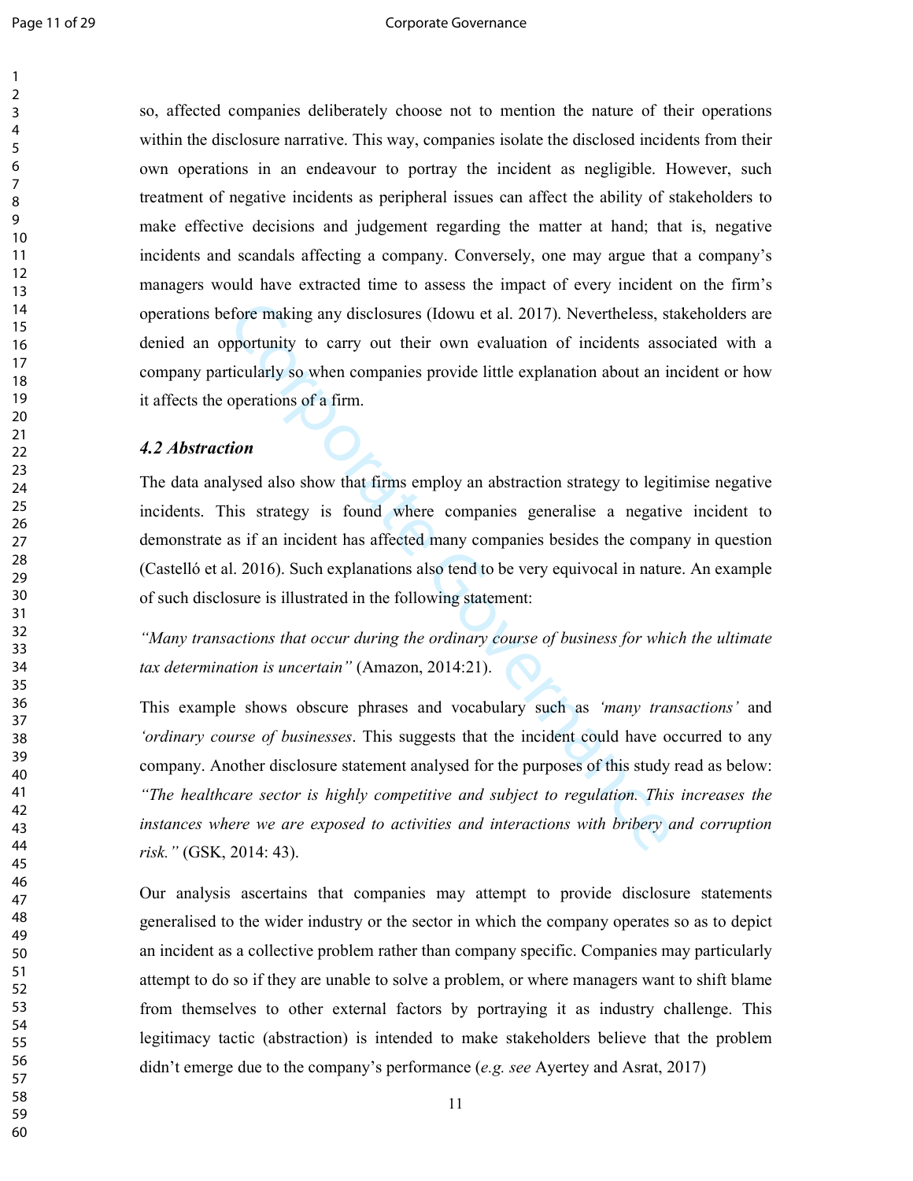so, affected companies deliberately choose not to mention the nature of their operations within the disclosure narrative. This way, companies isolate the disclosed incidents from their own operations in an endeavour to portray the incident as negligible. However, such treatment of negative incidents as peripheral issues can affect the ability of stakeholders to make effective decisions and judgement regarding the matter at hand; that is, negative incidents and scandals affecting a company. Conversely, one may argue that a company's managers would have extracted time to assess the impact of every incident on the firm's operations before making any disclosures (Idowu et al. 2017). Nevertheless, stakeholders are denied an opportunity to carry out their own evaluation of incidents associated with a company particularly so when companies provide little explanation about an incident or how it affects the operations of a firm.

### *4.2 Abstraction*

The data analysed also show that firms employ an abstraction strategy to legitimise negative incidents. This strategy is found where companies generalise a negative incident to demonstrate as if an incident has affected many companies besides the company in question (Castelló et al. 2016). Such explanations also tend to be very equivocal in nature. An example of such disclosure is illustrated in the following statement:

*"Many transactions that occur during the ordinary course of business for which the ultimate tax determination is uncertain"* (Amazon, 2014:21).

This example shows obscure phrases and vocabulary such as *'many transactions'* and *'ordinary course of businesses*. This suggests that the incident could have occurred to any company. Another disclosure statement analysed for the purposes of this study read as below: *"The healthcare sector is highly competitive and subject to regulation. This increases the instances where we are exposed to activities and interactions with bribery and corruption risk."* (GSK, 2014: 43).

Our analysis ascertains that companies may attempt to provide disclosure statements generalised to the wider industry or the sector in which the company operates so as to depict an incident as a collective problem rather than company specific. Companies may particularly attempt to do so if they are unable to solve a problem, or where managers want to shift blame from themselves to other external factors by portraying it as industry challenge. This legitimacy tactic (abstraction) is intended to make stakeholders believe that the problem didn't emerge due to the company's performance (*e.g. see* Ayertey and Asrat, 2017)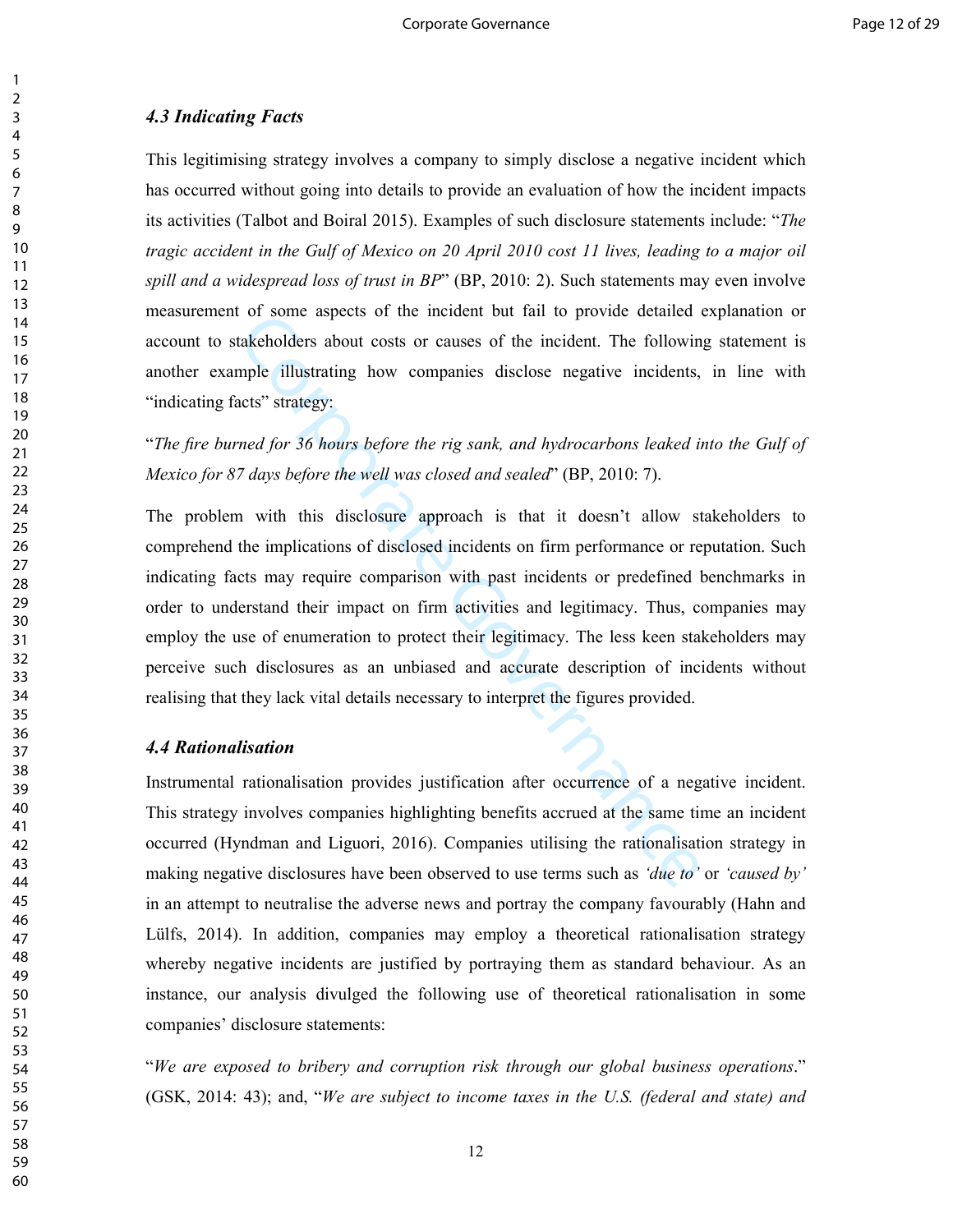### *4.3 Indicating Facts*

This legitimising strategy involves a company to simply disclose a negative incident which has occurred without going into details to provide an evaluation of how the incident impacts its activities (Talbot and Boiral 2015). Examples of such disclosure statements include: "*The tragic accident in the Gulf of Mexico on 20 April 2010 cost 11 lives, leading to a major oil spill and a widespread loss of trust in BP*" (BP, 2010: 2). Such statements may even involve measurement of some aspects of the incident but fail to provide detailed explanation or account to stakeholders about costs or causes of the incident. The following statement is another example illustrating how companies disclose negative incidents, in line with "indicating facts" strategy:

"*The fire burned for 36 hours before the rig sank, and hydrocarbons leaked into the Gulf of Mexico for 87 days before the well was closed and sealed*" (BP, 2010: 7).

The problem with this disclosure approach is that it doesn't allow stakeholders to comprehend the implications of disclosed incidents on firm performance or reputation. Such indicating facts may require comparison with past incidents or predefined benchmarks in order to understand their impact on firm activities and legitimacy. Thus, companies may employ the use of enumeration to protect their legitimacy. The less keen stakeholders may perceive such disclosures as an unbiased and accurate description of incidents without realising that they lack vital details necessary to interpret the figures provided.

### *4.4 Rationalisation*

Instrumental rationalisation provides justification after occurrence of a negative incident. This strategy involves companies highlighting benefits accrued at the same time an incident occurred (Hyndman and Liguori, 2016). Companies utilising the rationalisation strategy in making negative disclosures have been observed to use terms such as *'due to'* or *'caused by'* in an attempt to neutralise the adverse news and portray the company favourably (Hahn and Lülfs, 2014). In addition, companies may employ a theoretical rationalisation strategy whereby negative incidents are justified by portraying them as standard behaviour. As an instance, our analysis divulged the following use of theoretical rationalisation in some companies' disclosure statements:

"*We are exposed to bribery and corruption risk through our global business operations*." (GSK, 2014: 43); and, "*We are subject to income taxes in the U.S. (federal and state) and*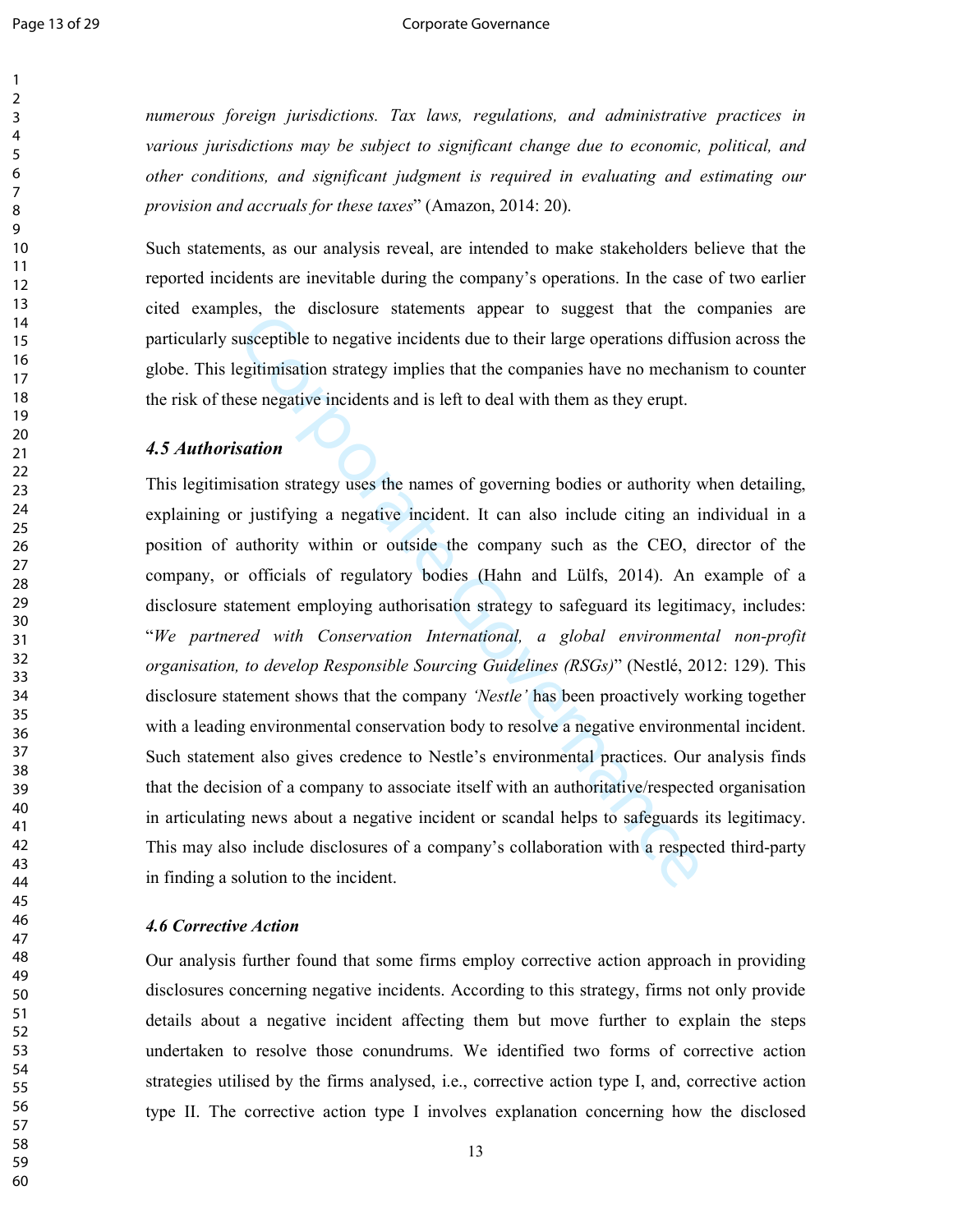*numerous foreign jurisdictions. Tax laws, regulations, and administrative practices in various jurisdictions may be subject to significant change due to economic, political, and other conditions, and significant judgment is required in evaluating and estimating our provision and accruals for these taxes*" (Amazon, 2014: 20).

Such statements, as our analysis reveal, are intended to make stakeholders believe that the reported incidents are inevitable during the company's operations. In the case of two earlier cited examples, the disclosure statements appear to suggest that the companies are particularly susceptible to negative incidents due to their large operations diffusion across the globe. This legitimisation strategy implies that the companies have no mechanism to counter the risk of these negative incidents and is left to deal with them as they erupt.

### *4.5 Authorisation*

This legitimisation strategy uses the names of governing bodies or authority when detailing, explaining or justifying a negative incident. It can also include citing an individual in a position of authority within or outside the company such as the CEO, director of the company, or officials of regulatory bodies (Hahn and Lülfs, 2014). An example of a disclosure statement employing authorisation strategy to safeguard its legitimacy, includes: "*We partnered with Conservation International, a global environmental non-profit organisation, to develop Responsible Sourcing Guidelines (RSGs)*" (Nestlé, 2012: 129). This disclosure statement shows that the company *'Nestle'* has been proactively working together with a leading environmental conservation body to resolve a negative environmental incident. Such statement also gives credence to Nestle's environmental practices. Our analysis finds that the decision of a company to associate itself with an authoritative/respected organisation in articulating news about a negative incident or scandal helps to safeguards its legitimacy. This may also include disclosures of a company's collaboration with a respected third-party in finding a solution to the incident.

### *4.6 Corrective Action*

Our analysis further found that some firms employ corrective action approach in providing disclosures concerning negative incidents. According to this strategy, firms not only provide details about a negative incident affecting them but move further to explain the steps undertaken to resolve those conundrums. We identified two forms of corrective action strategies utilised by the firms analysed, i.e., corrective action type I, and, corrective action type II. The corrective action type I involves explanation concerning how the disclosed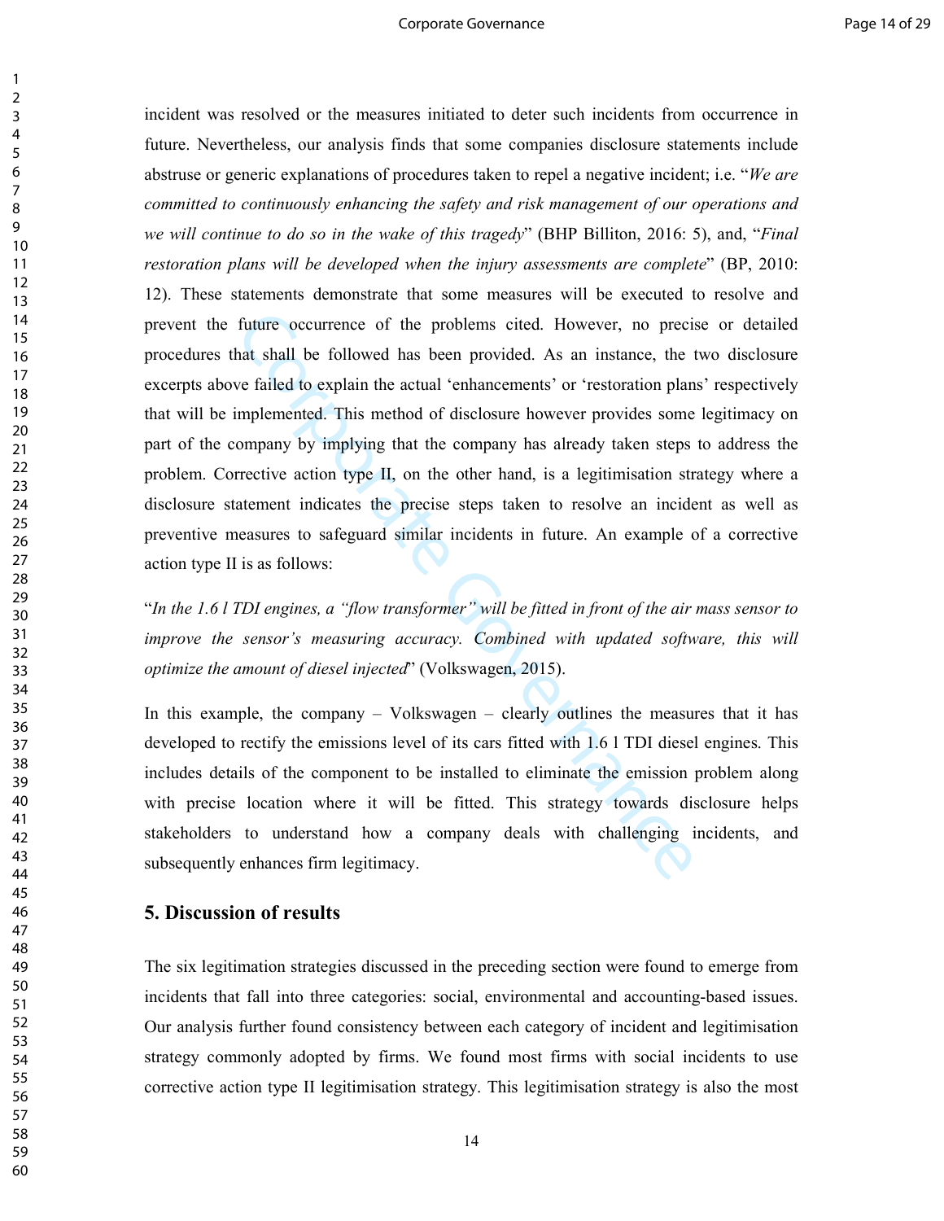incident was resolved or the measures initiated to deter such incidents from occurrence in future. Nevertheless, our analysis finds that some companies disclosure statements include abstruse or generic explanations of procedures taken to repel a negative incident; i.e. "*We are committed to continuously enhancing the safety and risk management of our operations and we will continue to do so in the wake of this tragedy*" (BHP Billiton, 2016: 5), and, "*Final restoration plans will be developed when the injury assessments are complete*" (BP, 2010: 12). These statements demonstrate that some measures will be executed to resolve and prevent the future occurrence of the problems cited. However, no precise or detailed procedures that shall be followed has been provided. As an instance, the two disclosure excerpts above failed to explain the actual 'enhancements' or 'restoration plans' respectively that will be implemented. This method of disclosure however provides some legitimacy on part of the company by implying that the company has already taken steps to address the problem. Corrective action type II, on the other hand, is a legitimisation strategy where a disclosure statement indicates the precise steps taken to resolve an incident as well as preventive measures to safeguard similar incidents in future. An example of a corrective action type II is as follows:

"*In the 1.6 l TDI engines, a "flow transformer" will be fitted in front of the air mass sensor to improve the sensor's measuring accuracy. Combined with updated software, this will optimize the amount of diesel injected*" (Volkswagen, 2015).

In this example, the company – Volkswagen – clearly outlines the measures that it has developed to rectify the emissions level of its cars fitted with 1.6 l TDI diesel engines. This includes details of the component to be installed to eliminate the emission problem along with precise location where it will be fitted. This strategy towards disclosure helps stakeholders to understand how a company deals with challenging incidents, and subsequently enhances firm legitimacy.

## 5. Discussion of results

The six legitimation strategies discussed in the preceding section were found to emerge from incidents that fall into three categories: social, environmental and accounting-based issues. Our analysis further found consistency between each category of incident and legitimisation strategy commonly adopted by firms. We found most firms with social incidents to use corrective action type II legitimisation strategy. This legitimisation strategy is also the most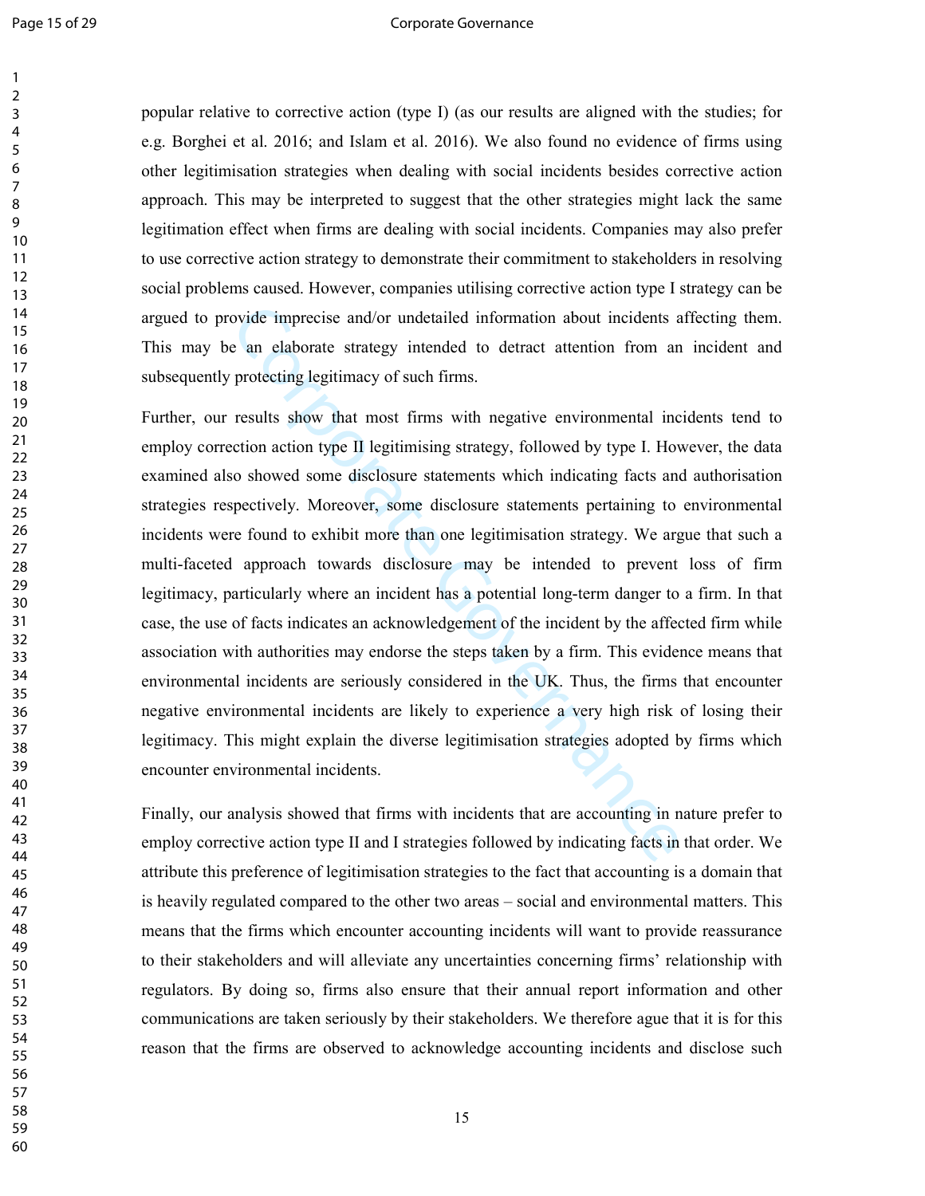popular relative to corrective action (type I) (as our results are aligned with the studies; for e.g. Borghei et al. 2016; and Islam et al. 2016). We also found no evidence of firms using other legitimisation strategies when dealing with social incidents besides corrective action approach. This may be interpreted to suggest that the other strategies might lack the same legitimation effect when firms are dealing with social incidents. Companies may also prefer to use corrective action strategy to demonstrate their commitment to stakeholders in resolving social problems caused. However, companies utilising corrective action type I strategy can be argued to provide imprecise and/or undetailed information about incidents affecting them. This may be an elaborate strategy intended to detract attention from an incident and subsequently protecting legitimacy of such firms.

Further, our results show that most firms with negative environmental incidents tend to employ correction action type II legitimising strategy, followed by type I. However, the data examined also showed some disclosure statements which indicating facts and authorisation strategies respectively. Moreover, some disclosure statements pertaining to environmental incidents were found to exhibit more than one legitimisation strategy. We argue that such a multi-faceted approach towards disclosure may be intended to prevent loss of firm legitimacy, particularly where an incident has a potential long-term danger to a firm. In that case, the use of facts indicates an acknowledgement of the incident by the affected firm while association with authorities may endorse the steps taken by a firm. This evidence means that environmental incidents are seriously considered in the UK. Thus, the firms that encounter negative environmental incidents are likely to experience a very high risk of losing their legitimacy. This might explain the diverse legitimisation strategies adopted by firms which encounter environmental incidents.

Finally, our analysis showed that firms with incidents that are accounting in nature prefer to employ corrective action type II and I strategies followed by indicating facts in that order. We attribute this preference of legitimisation strategies to the fact that accounting is a domain that is heavily regulated compared to the other two areas – social and environmental matters. This means that the firms which encounter accounting incidents will want to provide reassurance to their stakeholders and will alleviate any uncertainties concerning firms' relationship with regulators. By doing so, firms also ensure that their annual report information and other communications are taken seriously by their stakeholders. We therefore ague that it is for this reason that the firms are observed to acknowledge accounting incidents and disclose such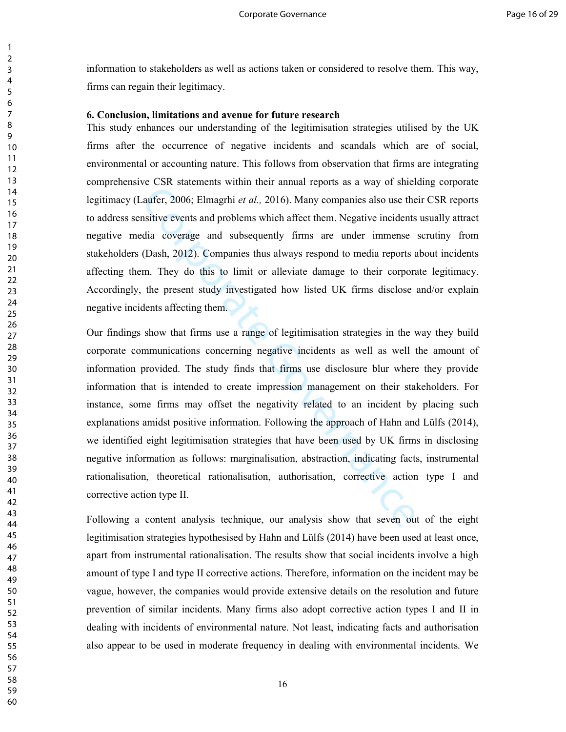information to stakeholders as well as actions taken or considered to resolve them. This way, firms can regain their legitimacy.

**6. Conclusion, limitations and avenue for future research**

This study enhances our understanding of the legitimisation strategies utilised by the UK firms after the occurrence of negative incidents and scandals which are of social, environmental or accounting nature. This follows from observation that firms are integrating comprehensive CSR statements within their annual reports as a way of shielding corporate legitimacy (Laufer, 2006; Elmagrhi *et al.,* 2016). Many companies also use their CSR reports to address sensitive events and problems which affect them. Negative incidents usually attract negative media coverage and subsequently firms are under immense scrutiny from stakeholders (Dash, 2012). Companies thus always respond to media reports about incidents affecting them. They do this to limit or alleviate damage to their corporate legitimacy. Accordingly, the present study investigated how listed UK firms disclose and/or explain negative incidents affecting them.

Our findings show that firms use a range of legitimisation strategies in the way they build corporate communications concerning negative incidents as well as well the amount of information provided. The study finds that firms use disclosure blur where they provide information that is intended to create impression management on their stakeholders. For instance, some firms may offset the negativity related to an incident by placing such explanations amidst positive information. Following the approach of Hahn and Lülfs (2014), we identified eight legitimisation strategies that have been used by UK firms in disclosing negative information as follows: marginalisation, abstraction, indicating facts, instrumental rationalisation, theoretical rationalisation, authorisation, corrective action type I and corrective action type II.

Following a content analysis technique, our analysis show that seven out of the eight legitimisation strategies hypothesised by Hahn and Lülfs (2014) have been used at least once, apart from instrumental rationalisation. The results show that social incidents involve a high amount of type I and type II corrective actions. Therefore, information on the incident may be vague, however, the companies would provide extensive details on the resolution and future prevention of similar incidents. Many firms also adopt corrective action types I and II in dealing with incidents of environmental nature. Not least, indicating facts and authorisation also appear to be used in moderate frequency in dealing with environmental incidents. We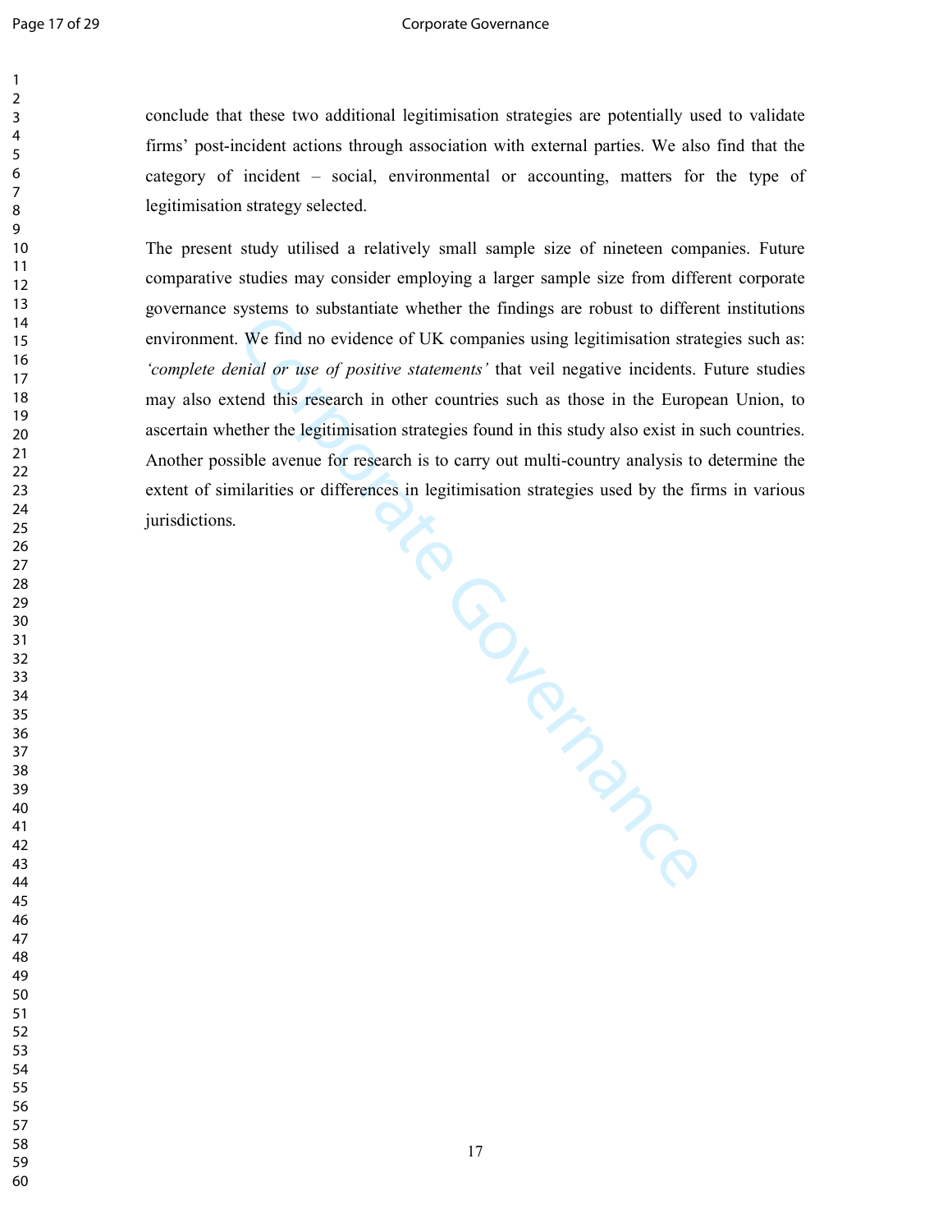conclude that these two additional legitimisation strategies are potentially used to validate firms' post-incident actions through association with external parties. We also find that the category of incident – social, environmental or accounting, matters for the type of legitimisation strategy selected.

The present study utilised a relatively small sample size of nineteen companies. Future comparative studies may consider employing a larger sample size from different corporate governance systems to substantiate whether the findings are robust to different institutions environment. We find no evidence of UK companies using legitimisation strategies such as: *'complete denial or use of positive statements'* that veil negative incidents. Future studies may also extend this research in other countries such as those in the European Union, to ascertain whether the legitimisation strategies found in this study also exist in such countries. Another possible avenue for research is to carry out multi-country analysis to determine the extent of similarities or differences in legitimisation strategies used by the firms in various jurisdictions.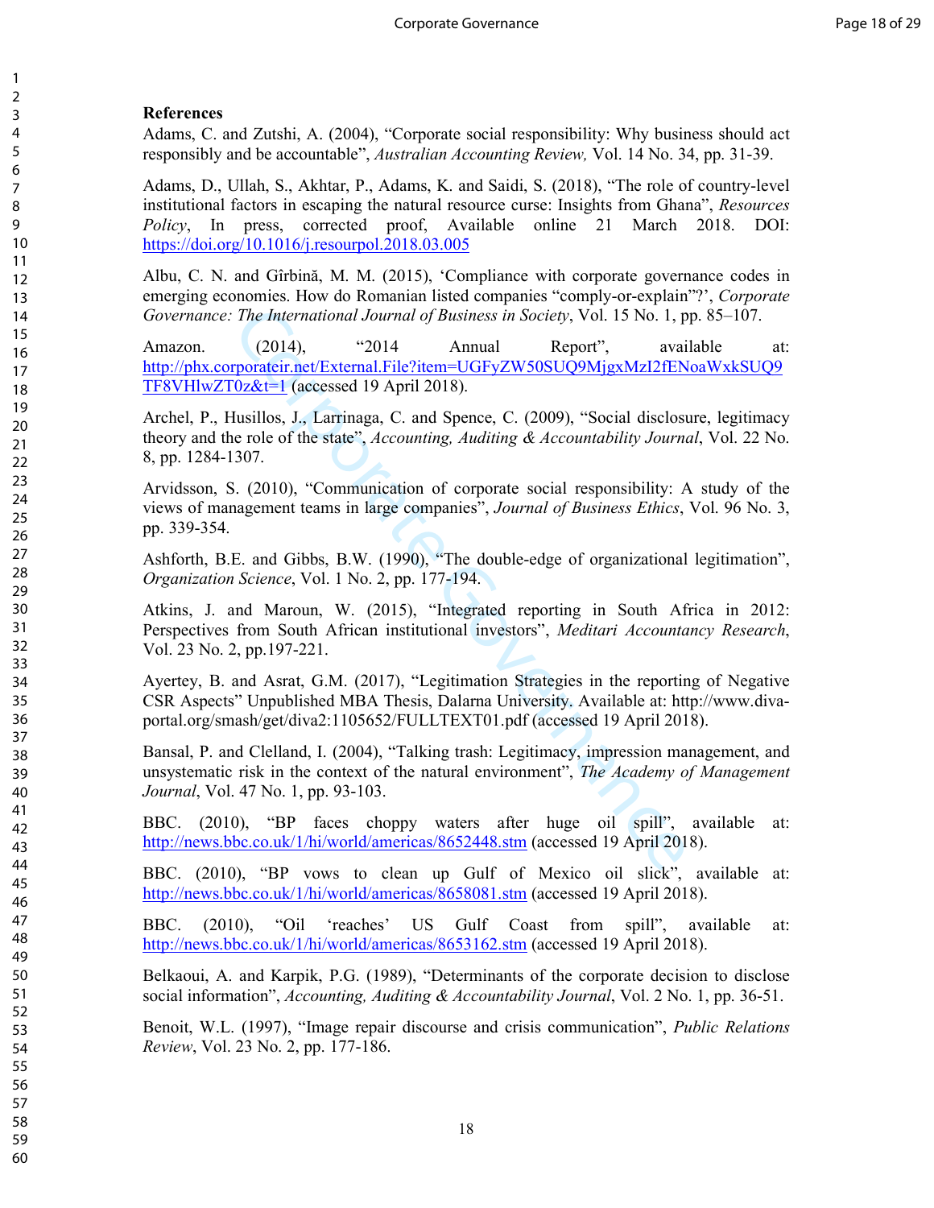## References

Adams, C. and Zutshi, A. (2004), "Corporate social responsibility: Why business should act responsibly and be accountable", *Australian Accounting Review,* Vol. 14 No. 34, pp. 31-39.

Adams, D., Ullah, S., Akhtar, P., Adams, K. and Saidi, S. (2018), "The role of country-level institutional factors in escaping the natural resource curse: Insights from Ghana", *Resources Policy*, In press, corrected proof, Available online 21 March 2018. DOI: https://doi.org/10.1016/j.resourpol.2018.03.005

Albu, C. N. and Gîrbină, M. M. (2015), 'Compliance with corporate governance codes in emerging economies. How do Romanian listed companies "comply-or-explain"?', *Corporate Governance: The International Journal of Business in Society*, Vol. 15 No. 1, pp. 85–107.

Amazon. (2014), "2014 Annual Report", available at: http://phx.corporateir.net/External.File?item=UGFyZW50SUQ9MjgxMzI2fENoaWxkSUQ9TF8VHlwZT0z&t=1 (accessed 19 April 2018).

Archel, P., Husillos, J., Larrinaga, C. and Spence, C. (2009), "Social disclosure, legitimacy theory and the role of the state", *Accounting, Auditing & Accountability Journal*, Vol. 22 No. 8, pp. 1284-1307.

Arvidsson, S. (2010), "Communication of corporate social responsibility: A study of the views of management teams in large companies", *Journal of Business Ethics*, Vol. 96 No. 3, pp. 339-354.

Ashforth, B.E. and Gibbs, B.W. (1990), "The double-edge of organizational legitimation", *Organization Science*, Vol. 1 No. 2, pp. 177-194.

Atkins, J. and Maroun, W. (2015), "Integrated reporting in South Africa in 2012: Perspectives from South African institutional investors", *Meditari Accountancy Research*, Vol. 23 No. 2, pp.197-221.

Ayertey, B. and Asrat, G.M. (2017), "Legitimation Strategies in the reporting of Negative CSR Aspects" Unpublished MBA Thesis, Dalarna University. Available at: http://www.diva-portal.org/smash/get/diva2:1105652/FULLTEXT01.pdf (accessed 19 April 2018).

Bansal, P. and Clelland, I. (2004), "Talking trash: Legitimacy, impression management, and unsystematic risk in the context of the natural environment", *The Academy of Management Journal*, Vol. 47 No. 1, pp. 93-103.

BBC. (2010), "BP faces choppy waters after huge oil spill", available at: http://news.bbc.co.uk/1/hi/world/americas/8652448.stm (accessed 19 April 2018).

BBC. (2010), "BP vows to clean up Gulf of Mexico oil slick", available at: http://news.bbc.co.uk/1/hi/world/americas/8658081.stm (accessed 19 April 2018).

BBC. (2010), "Oil 'reaches' US Gulf Coast from spill", available at: http://news.bbc.co.uk/1/hi/world/americas/8653162.stm (accessed 19 April 2018).

Belkaoui, A. and Karpik, P.G. (1989), "Determinants of the corporate decision to disclose social information", *Accounting, Auditing & Accountability Journal*, Vol. 2 No. 1, pp. 36-51.

Benoit, W.L. (1997), "Image repair discourse and crisis communication", *Public Relations Review*, Vol. 23 No. 2, pp. 177-186.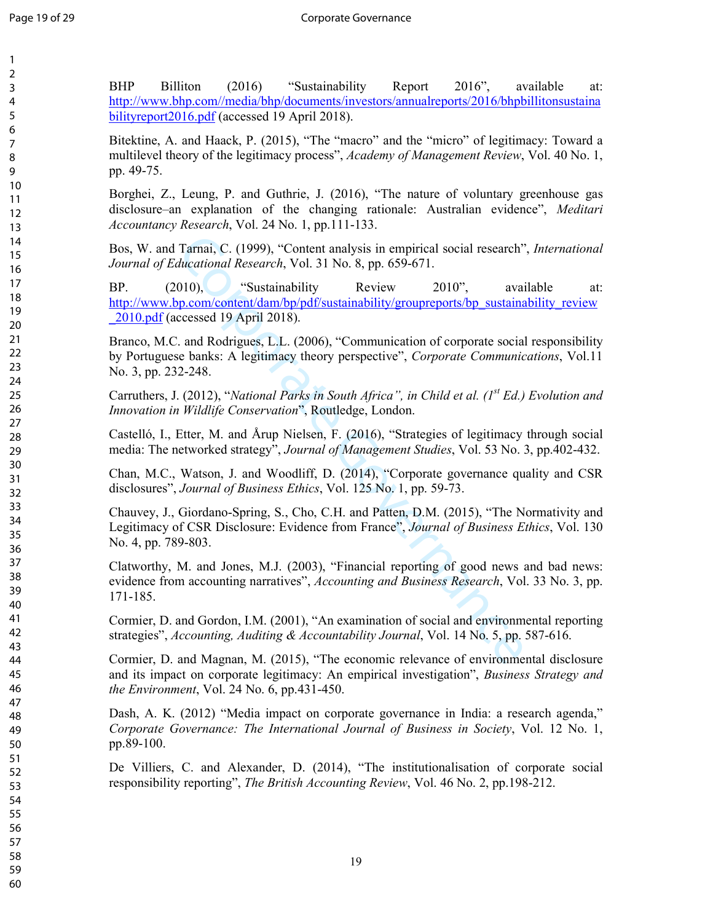BHP Billiton (2016) "Sustainability Report 2016", available at: [http://www.bhp.com//media/bhp/documents/investors/annualreports/2016/bhpbillitonsustainabilityreport2016.pdf](http://www.bhp.com//media/bhp/documents/investors/annualreports/2016/bhpbillitonsustainabilityreport2016.pdf) (accessed 19 April 2018).

Bitektine, A. and Haack, P. (2015), "The "macro" and the "micro" of legitimacy: Toward a multilevel theory of the legitimacy process", *Academy of Management Review*, Vol. 40 No. 1, pp. 49-75.

Borghei, Z., Leung, P. and Guthrie, J. (2016), "The nature of voluntary greenhouse gas disclosure–an explanation of the changing rationale: Australian evidence", *Meditari Accountancy Research*, Vol. 24 No. 1, pp.111-133.

Bos, W. and Tarnai, C. (1999), "Content analysis in empirical social research", *International Journal of Educational Research*, Vol. 31 No. 8, pp. 659-671.

BP. (2010), "Sustainability Review 2010", available at: [http://www.bp.com/content/dam/bp/pdf/sustainability/groupreports/bp_sustainability_review_2010.pdf](http://www.bp.com/content/dam/bp/pdf/sustainability/groupreports/bp_sustainability_review_2010.pdf) (accessed 19 April 2018).

Branco, M.C. and Rodrigues, L.L. (2006), "Communication of corporate social responsibility by Portuguese banks: A legitimacy theory perspective", *Corporate Communications*, Vol.11 No. 3, pp. 232-248.

Carruthers, J. (2012), "*National Parks in South Africa", in Child et al. (1st Ed.) Evolution and Innovation in Wildlife Conservation*", Routledge, London.

Castelló, I., Etter, M. and Årup Nielsen, F. (2016), "Strategies of legitimacy through social media: The networked strategy", *Journal of Management Studies*, Vol. 53 No. 3, pp.402-432.

Chan, M.C., Watson, J. and Woodliff, D. (2014), "Corporate governance quality and CSR disclosures", *Journal of Business Ethics*, Vol. 125 No. 1, pp. 59-73.

Chauvey, J., Giordano-Spring, S., Cho, C.H. and Patten, D.M. (2015), "The Normativity and Legitimacy of CSR Disclosure: Evidence from France", *Journal of Business Ethics*, Vol. 130 No. 4, pp. 789-803.

Clatworthy, M. and Jones, M.J. (2003), "Financial reporting of good news and bad news: evidence from accounting narratives", *Accounting and Business Research*, Vol. 33 No. 3, pp. 171-185.

Cormier, D. and Gordon, I.M. (2001), "An examination of social and environmental reporting strategies", *Accounting, Auditing & Accountability Journal*, Vol. 14 No. 5, pp. 587-616.

Cormier, D. and Magnan, M. (2015), "The economic relevance of environmental disclosure and its impact on corporate legitimacy: An empirical investigation", *Business Strategy and the Environment*, Vol. 24 No. 6, pp.431-450.

Dash, A. K. (2012) "Media impact on corporate governance in India: a research agenda," *Corporate Governance: The International Journal of Business in Society*, Vol. 12 No. 1, pp.89-100.

De Villiers, C. and Alexander, D. (2014), "The institutionalisation of corporate social responsibility reporting", *The British Accounting Review*, Vol. 46 No. 2, pp.198-212.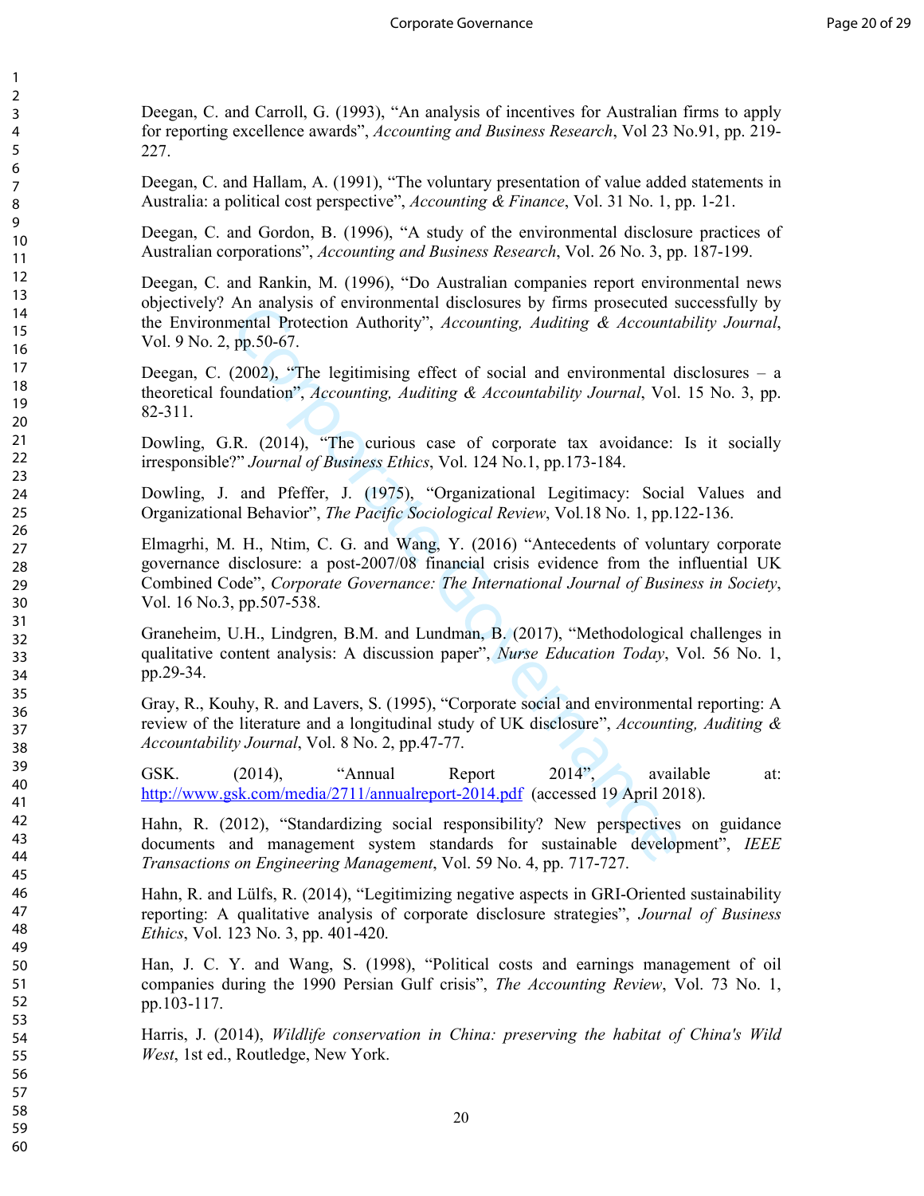Deegan, C. and Carroll, G. (1993), “An analysis of incentives for Australian firms to apply for reporting excellence awards”, *Accounting and Business Research*, Vol 23 No.91, pp. 219-227.

Deegan, C. and Hallam, A. (1991), “The voluntary presentation of value added statements in Australia: a political cost perspective”, *Accounting & Finance*, Vol. 31 No. 1, pp. 1-21.

Deegan, C. and Gordon, B. (1996), “A study of the environmental disclosure practices of Australian corporations”, *Accounting and Business Research*, Vol. 26 No. 3, pp. 187-199.

Deegan, C. and Rankin, M. (1996), “Do Australian companies report environmental news objectively? An analysis of environmental disclosures by firms prosecuted successfully by the Environmental Protection Authority”, *Accounting, Auditing & Accountability Journal*, Vol. 9 No. 2, pp.50-67.

Deegan, C. (2002), “The legitimising effect of social and environmental disclosures – a theoretical foundation”, *Accounting, Auditing & Accountability Journal*, Vol. 15 No. 3, pp. 82-311.

Dowling, G.R. (2014), “The curious case of corporate tax avoidance: Is it socially irresponsible?” *Journal of Business Ethics*, Vol. 124 No.1, pp.173-184.

Dowling, J. and Pfeffer, J. (1975), “Organizational Legitimacy: Social Values and Organizational Behavior”, *The Pacific Sociological Review*, Vol.18 No. 1, pp.122-136.

Elmagrhi, M. H., Ntim, C. G. and Wang, Y. (2016) “Antecedents of voluntary corporate governance disclosure: a post-2007/08 financial crisis evidence from the influential UK Combined Code”, *Corporate Governance: The International Journal of Business in Society*, Vol. 16 No.3, pp.507-538.

Graneheim, U.H., Lindgren, B.M. and Lundman, B. (2017), “Methodological challenges in qualitative content analysis: A discussion paper”, *Nurse Education Today*, Vol. 56 No. 1, pp.29-34.

Gray, R., Kouhy, R. and Lavers, S. (1995), “Corporate social and environmental reporting: A review of the literature and a longitudinal study of UK disclosure”, *Accounting, Auditing & Accountability Journal*, Vol. 8 No. 2, pp.47-77.

GSK. (2014), “Annual Report 2014”, available at: http://www.gsk.com/media/2711/annualreport-2014.pdf (accessed 19 April 2018).

Hahn, R. (2012), “Standardizing social responsibility? New perspectives on guidance documents and management system standards for sustainable development”, *IEEE Transactions on Engineering Management*, Vol. 59 No. 4, pp. 717-727.

Hahn, R. and Lülfs, R. (2014), “Legitimizing negative aspects in GRI-Oriented sustainability reporting: A qualitative analysis of corporate disclosure strategies”, *Journal of Business Ethics*, Vol. 123 No. 3, pp. 401-420.

Han, J. C. Y. and Wang, S. (1998), “Political costs and earnings management of oil companies during the 1990 Persian Gulf crisis”, *The Accounting Review*, Vol. 73 No. 1, pp.103-117.

Harris, J. (2014), *Wildlife conservation in China: preserving the habitat of China's Wild West*, 1st ed., Routledge, New York.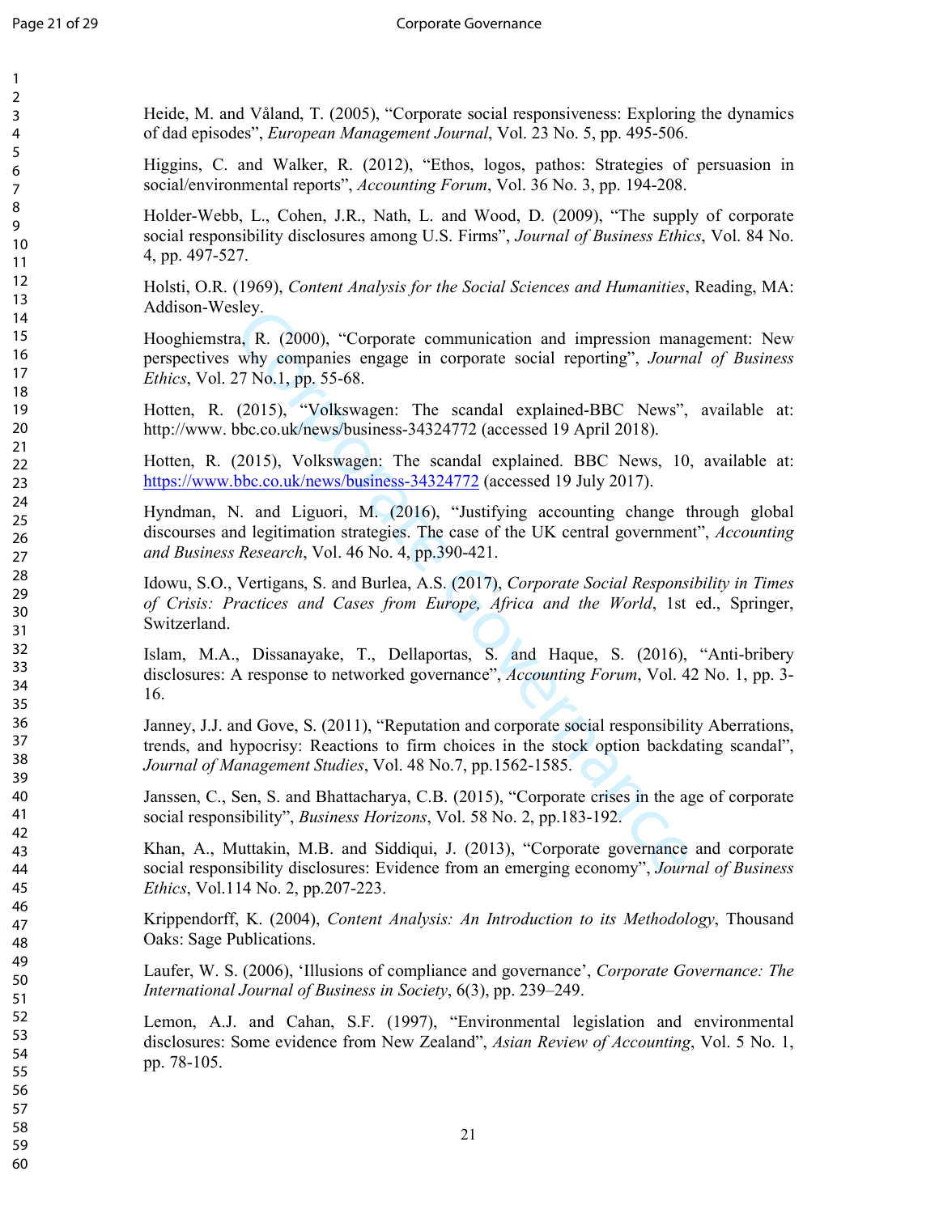Heide, M. and Våland, T. (2005), "Corporate social responsiveness: Exploring the dynamics of dad episodes", *European Management Journal*, Vol. 23 No. 5, pp. 495-506.

Higgins, C. and Walker, R. (2012), "Ethos, logos, pathos: Strategies of persuasion in social/environmental reports", *Accounting Forum*, Vol. 36 No. 3, pp. 194-208.

Holder-Webb, L., Cohen, J.R., Nath, L. and Wood, D. (2009), "The supply of corporate social responsibility disclosures among U.S. Firms", *Journal of Business Ethics*, Vol. 84 No. 4, pp. 497-527.

Holsti, O.R. (1969), *Content Analysis for the Social Sciences and Humanities*, Reading, MA: Addison-Wesley.

Hooghiemstra, R. (2000), "Corporate communication and impression management: New perspectives why companies engage in corporate social reporting", *Journal of Business Ethics*, Vol. 27 No.1, pp. 55-68.

Hotten, R. (2015), "Volkswagen: The scandal explained-BBC News", available at: http://www. bbc.co.uk/news/business-34324772 (accessed 19 April 2018).

Hotten, R. (2015), Volkswagen: The scandal explained. BBC News, 10, available at: https://www.bbc.co.uk/news/business-34324772 (accessed 19 July 2017).

Hyndman, N. and Liguori, M. (2016), "Justifying accounting change through global discourses and legitimation strategies. The case of the UK central government", *Accounting and Business Research*, Vol. 46 No. 4, pp.390-421.

Idowu, S.O., Vertigans, S. and Burlea, A.S. (2017), *Corporate Social Responsibility in Times of Crisis: Practices and Cases from Europe, Africa and the World*, 1st ed., Springer, Switzerland.

Islam, M.A., Dissanayake, T., Dellaportas, S. and Haque, S. (2016), "Anti-bribery disclosures: A response to networked governance", *Accounting Forum*, Vol. 42 No. 1, pp. 3-16.

Janney, J.J. and Gove, S. (2011), "Reputation and corporate social responsibility Aberrations, trends, and hypocrisy: Reactions to firm choices in the stock option backdating scandal", *Journal of Management Studies*, Vol. 48 No.7, pp.1562-1585.

Janssen, C., Sen, S. and Bhattacharya, C.B. (2015), "Corporate crises in the age of corporate social responsibility", *Business Horizons*, Vol. 58 No. 2, pp.183-192.

Khan, A., Muttakin, M.B. and Siddiqui, J. (2013), "Corporate governance and corporate social responsibility disclosures: Evidence from an emerging economy", *Journal of Business Ethics*, Vol.114 No. 2, pp.207-223.

Krippendorff, K. (2004), *Content Analysis: An Introduction to its Methodology*, Thousand Oaks: Sage Publications.

Laufer, W. S. (2006), 'Illusions of compliance and governance', *Corporate Governance: The International Journal of Business in Society*, 6(3), pp. 239–249.

Lemon, A.J. and Cahan, S.F. (1997), "Environmental legislation and environmental disclosures: Some evidence from New Zealand", *Asian Review of Accounting*, Vol. 5 No. 1, pp. 78-105.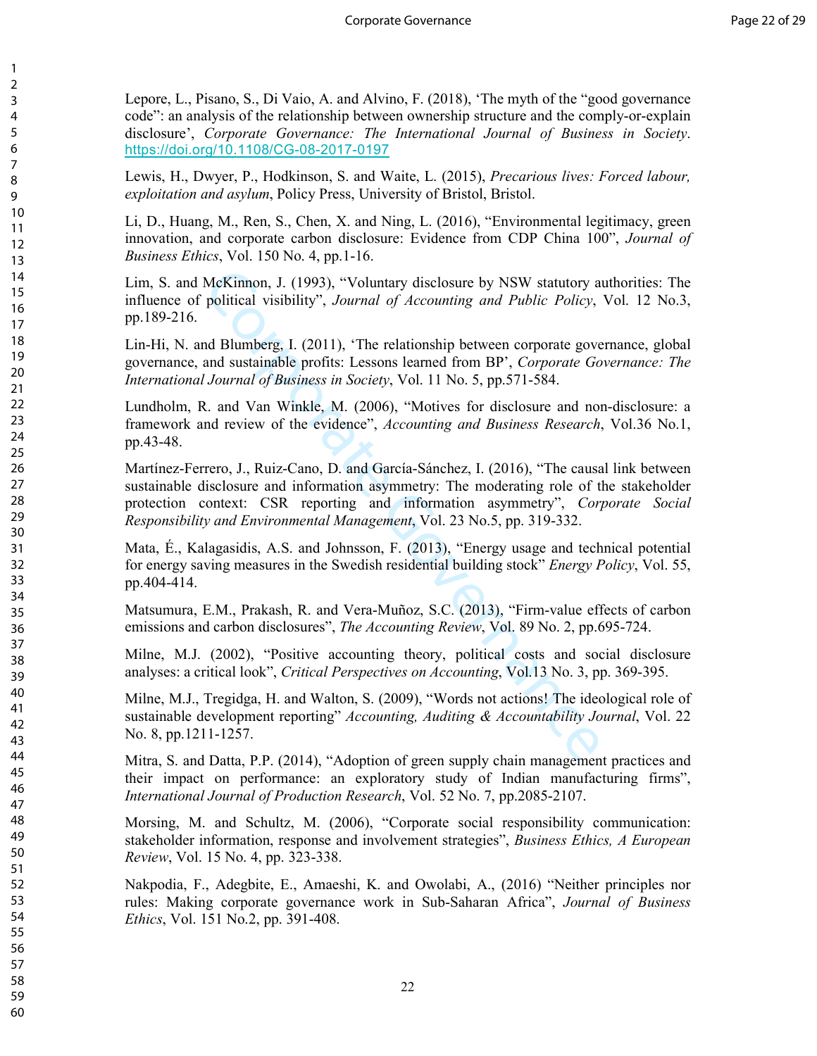Lepore, L., Pisano, S., Di Vaio, A. and Alvino, F. (2018), 'The myth of the "good governance code": an analysis of the relationship between ownership structure and the comply-or-explain disclosure', *Corporate Governance: The International Journal of Business in Society*. https://doi.org/10.1108/CG-08-2017-0197

Lewis, H., Dwyer, P., Hodkinson, S. and Waite, L. (2015), *Precarious lives: Forced labour, exploitation and asylum*, Policy Press, University of Bristol, Bristol.

Li, D., Huang, M., Ren, S., Chen, X. and Ning, L. (2016), "Environmental legitimacy, green innovation, and corporate carbon disclosure: Evidence from CDP China 100", *Journal of Business Ethics*, Vol. 150 No. 4, pp.1-16.

Lim, S. and McKinnon, J. (1993), "Voluntary disclosure by NSW statutory authorities: The influence of political visibility", *Journal of Accounting and Public Policy*, Vol. 12 No.3, pp.189-216.

Lin-Hi, N. and Blumberg, I. (2011), 'The relationship between corporate governance, global governance, and sustainable profits: Lessons learned from BP', *Corporate Governance: The International Journal of Business in Society*, Vol. 11 No. 5, pp.571-584.

Lundholm, R. and Van Winkle, M. (2006), "Motives for disclosure and non-disclosure: a framework and review of the evidence", *Accounting and Business Research*, Vol.36 No.1, pp.43-48.

Martínez-Ferrero, J., Ruiz-Cano, D. and García-Sánchez, I. (2016), "The causal link between sustainable disclosure and information asymmetry: The moderating role of the stakeholder protection context: CSR reporting and information asymmetry", *Corporate Social Responsibility and Environmental Management*, Vol. 23 No.5, pp. 319-332.

Mata, É., Kalagasidis, A.S. and Johnsson, F. (2013), "Energy usage and technical potential for energy saving measures in the Swedish residential building stock" *Energy Policy*, Vol. 55, pp.404-414.

Matsumura, E.M., Prakash, R. and Vera-Muñoz, S.C. (2013), "Firm-value effects of carbon emissions and carbon disclosures", *The Accounting Review*, Vol. 89 No. 2, pp.695-724.

Milne, M.J. (2002), "Positive accounting theory, political costs and social disclosure analyses: a critical look", *Critical Perspectives on Accounting*, Vol.13 No. 3, pp. 369-395.

Milne, M.J., Tregidga, H. and Walton, S. (2009), "Words not actions! The ideological role of sustainable development reporting" *Accounting, Auditing & Accountability Journal*, Vol. 22 No. 8, pp.1211-1257.

Mitra, S. and Datta, P.P. (2014), "Adoption of green supply chain management practices and their impact on performance: an exploratory study of Indian manufacturing firms", *International Journal of Production Research*, Vol. 52 No. 7, pp.2085-2107.

Morsing, M. and Schultz, M. (2006), "Corporate social responsibility communication: stakeholder information, response and involvement strategies", *Business Ethics, A European Review*, Vol. 15 No. 4, pp. 323-338.

Nakpodia, F., Adegbite, E., Amaeshi, K. and Owolabi, A., (2016) "Neither principles nor rules: Making corporate governance work in Sub-Saharan Africa", *Journal of Business Ethics*, Vol. 151 No.2, pp. 391-408.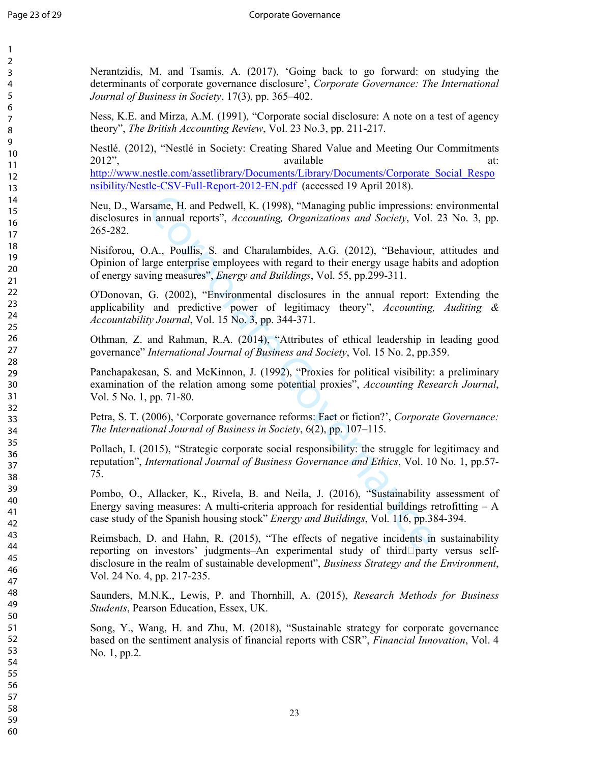Nerantzidis, M. and Tsamis, A. (2017), 'Going back to go forward: on studying the determinants of corporate governance disclosure', *Corporate Governance: The International Journal of Business in Society*, 17(3), pp. 365–402.

Ness, K.E. and Mirza, A.M. (1991), "Corporate social disclosure: A note on a test of agency theory", *The British Accounting Review*, Vol. 23 No.3, pp. 211-217.

Nestlé. (2012), "Nestlé in Society: Creating Shared Value and Meeting Our Commitments 2012", available at: http://www.nestle.com/assetlibrary/Documents/Library/Documents/Corporate_Social_Responsibility/Nestle-CSV-Full-Report-2012-EN.pdf (accessed 19 April 2018).

Neu, D., Warsame, H. and Pedwell, K. (1998), "Managing public impressions: environmental disclosures in annual reports", *Accounting, Organizations and Society*, Vol. 23 No. 3, pp. 265-282.

Nisiforou, O.A., Poullis, S. and Charalambides, A.G. (2012), "Behaviour, attitudes and Opinion of large enterprise employees with regard to their energy usage habits and adoption of energy saving measures", *Energy and Buildings*, Vol. 55, pp.299-311.

O'Donovan, G. (2002), "Environmental disclosures in the annual report: Extending the applicability and predictive power of legitimacy theory", *Accounting, Auditing & Accountability Journal*, Vol. 15 No. 3, pp. 344-371.

Othman, Z. and Rahman, R.A. (2014), "Attributes of ethical leadership in leading good governance" *International Journal of Business and Society*, Vol. 15 No. 2, pp.359.

Panchapakesan, S. and McKinnon, J. (1992), "Proxies for political visibility: a preliminary examination of the relation among some potential proxies", *Accounting Research Journal*, Vol. 5 No. 1, pp. 71-80.

Petra, S. T. (2006), 'Corporate governance reforms: Fact or fiction?', *Corporate Governance: The International Journal of Business in Society*, 6(2), pp. 107–115.

Pollach, I. (2015), "Strategic corporate social responsibility: the struggle for legitimacy and reputation", *International Journal of Business Governance and Ethics*, Vol. 10 No. 1, pp.57-75.

Pombo, O., Allacker, K., Rivela, B. and Neila, J. (2016), "Sustainability assessment of Energy saving measures: A multi-criteria approach for residential buildings retrofitting – A case study of the Spanish housing stock" *Energy and Buildings*, Vol. 116, pp.384-394.

Reimsbach, D. and Hahn, R. (2015), "The effects of negative incidents in sustainability reporting on investors' judgments–An experimental study of third□party versus self-disclosure in the realm of sustainable development", *Business Strategy and the Environment*, Vol. 24 No. 4, pp. 217-235.

Saunders, M.N.K., Lewis, P. and Thornhill, A. (2015), *Research Methods for Business Students*, Pearson Education, Essex, UK.

Song, Y., Wang, H. and Zhu, M. (2018), "Sustainable strategy for corporate governance based on the sentiment analysis of financial reports with CSR", *Financial Innovation*, Vol. 4 No. 1, pp.2.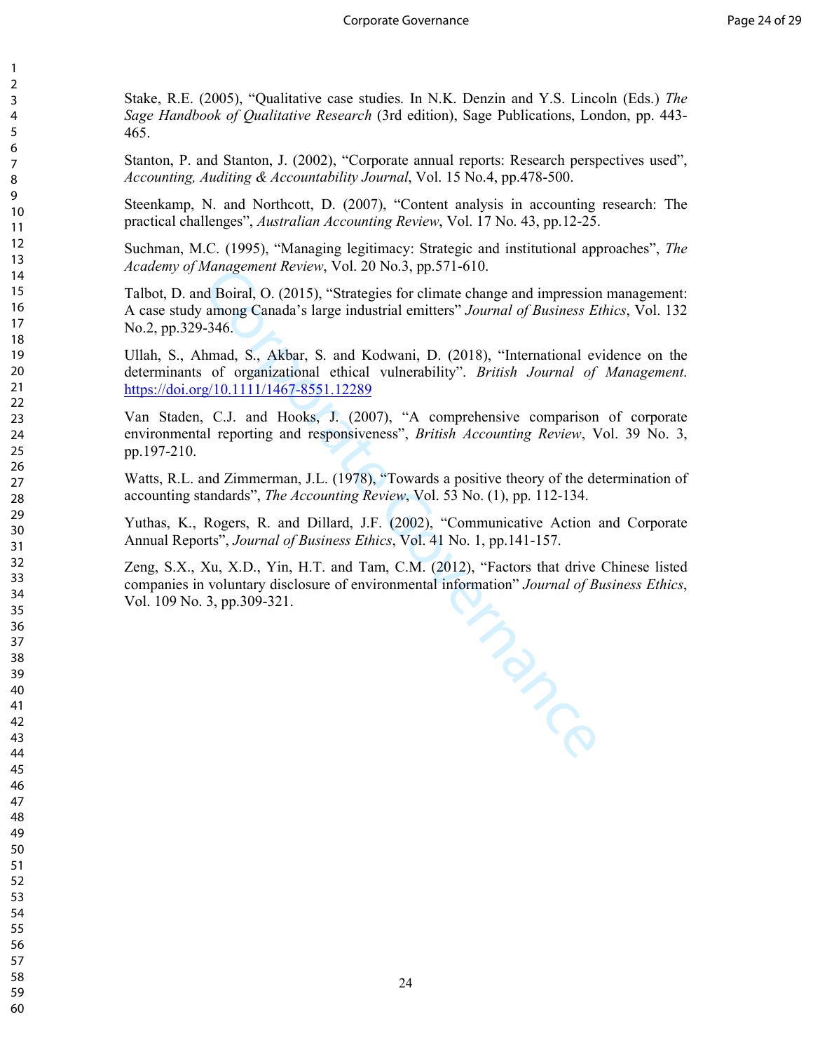Stake, R.E. (2005), “Qualitative case studies. In N.K. Denzin and Y.S. Lincoln (Eds.) *The Sage Handbook of Qualitative Research* (3rd edition), Sage Publications, London, pp. 443-465.

Stanton, P. and Stanton, J. (2002), “Corporate annual reports: Research perspectives used”, *Accounting, Auditing & Accountability Journal*, Vol. 15 No.4, pp.478-500.

Steenkamp, N. and Northcott, D. (2007), “Content analysis in accounting research: The practical challenges”, *Australian Accounting Review*, Vol. 17 No. 43, pp.12-25.

Suchman, M.C. (1995), “Managing legitimacy: Strategic and institutional approaches”, *The Academy of Management Review*, Vol. 20 No.3, pp.571-610.

Talbot, D. and Boiral, O. (2015), “Strategies for climate change and impression management: A case study among Canada’s large industrial emitters” *Journal of Business Ethics*, Vol. 132 No.2, pp.329-346.

Ullah, S., Ahmad, S., Akbar, S. and Kodwani, D. (2018), “International evidence on the determinants of organizational ethical vulnerability”. *British Journal of Management*. https://doi.org/10.1111/1467-8551.12289

Van Staden, C.J. and Hooks, J. (2007), “A comprehensive comparison of corporate environmental reporting and responsiveness”, *British Accounting Review*, Vol. 39 No. 3, pp.197-210.

Watts, R.L. and Zimmerman, J.L. (1978), “Towards a positive theory of the determination of accounting standards”, *The Accounting Review*, Vol. 53 No. (1), pp. 112-134.

Yuthas, K., Rogers, R. and Dillard, J.F. (2002), “Communicative Action and Corporate Annual Reports”, *Journal of Business Ethics*, Vol. 41 No. 1, pp.141-157.

Zeng, S.X., Xu, X.D., Yin, H.T. and Tam, C.M. (2012), “Factors that drive Chinese listed companies in voluntary disclosure of environmental information” *Journal of Business Ethics*, Vol. 109 No. 3, pp.309-321.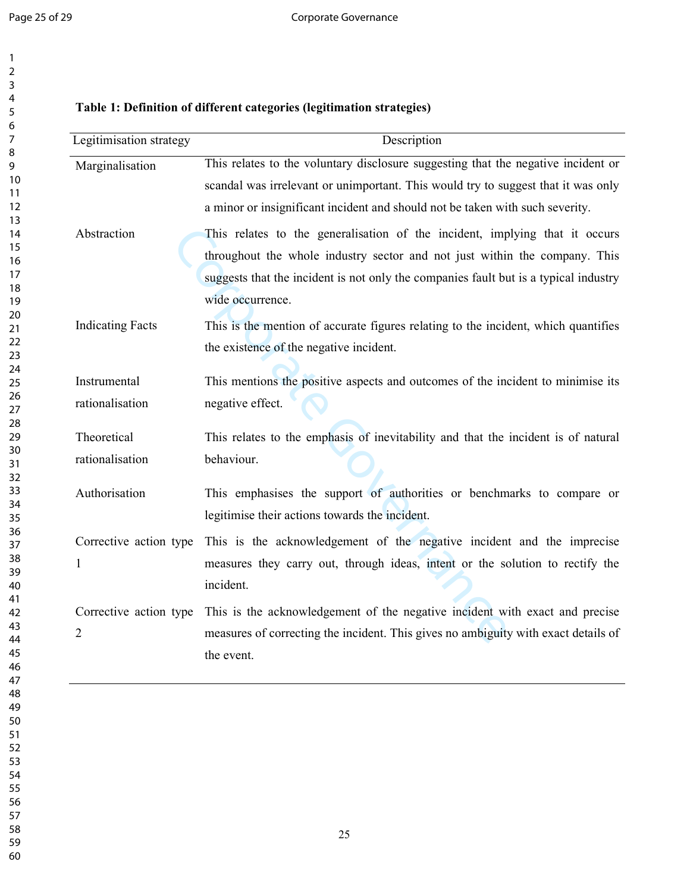**Table 1: Definition of different categories (legitimation strategies)**

| Legitimisation strategy | Description |
|---|---|
| Marginalisation | This relates to the voluntary disclosure suggesting that the negative incident or scandal was irrelevant or unimportant. This would try to suggest that it was only a minor or insignificant incident and should not be taken with such severity. |
| Abstraction | This relates to the generalisation of the incident, implying that it occurs throughout the whole industry sector and not just within the company. This suggests that the incident is not only the companies fault but is a typical industry wide occurrence. |
| Indicating Facts | This is the mention of accurate figures relating to the incident, which quantifies the existence of the negative incident. |
| Instrumental rationalisation | This mentions the positive aspects and outcomes of the incident to minimise its negative effect. |
| Theoretical rationalisation | This relates to the emphasis of inevitability and that the incident is of natural behaviour. |
| Authorisation | This emphasises the support of authorities or benchmarks to compare or legitimise their actions towards the incident. |
| Corrective action type 1 | This is the acknowledgement of the negative incident and the imprecise measures they carry out, through ideas, intent or the solution to rectify the incident. |
| Corrective action type 2 | This is the acknowledgement of the negative incident with exact and precise measures of correcting the incident. This gives no ambiguity with exact details of the event. |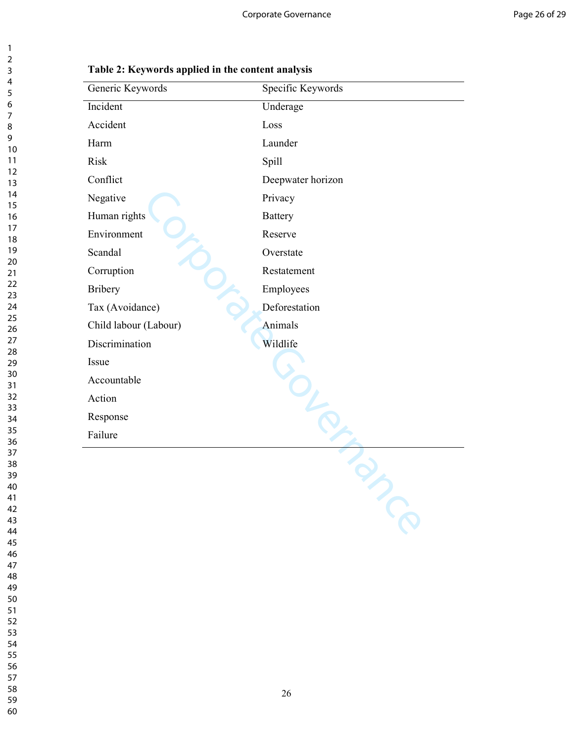**Table 2: Keywords applied in the content analysis**

| Generic Keywords | Specific Keywords |
|---|---|
| Incident | Underage |
| Accident | Loss |
| Harm | Launder |
| Risk | Spill |
| Conflict | Deepwater horizon |
| Negative | Privacy |
| Human rights | Battery |
| Environment | Reserve |
| Scandal | Overstate |
| Corruption | Restatement |
| Bribery | Employees |
| Tax (Avoidance) | Deforestation |
| Child labour (Labour) | Animals |
| Discrimination | Wildlife |
| Issue | |
| Accountable | |
| Action | |
| Response | |
| Failure | |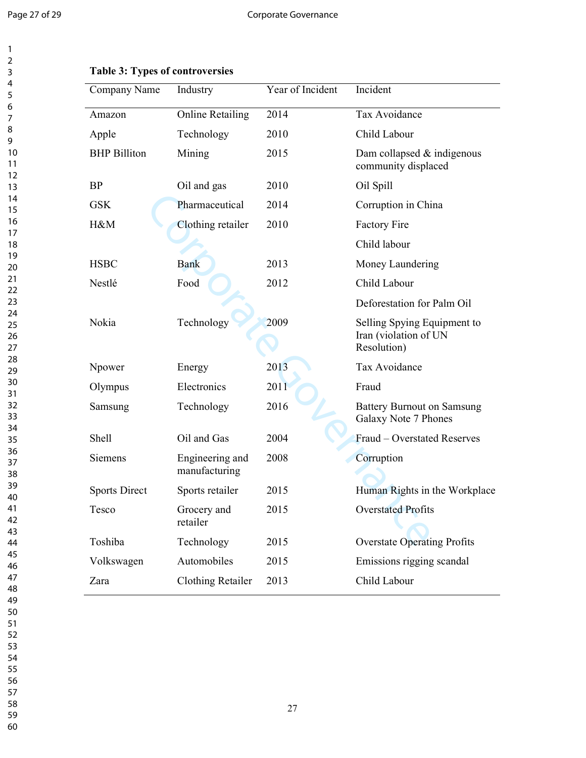**Table 3: Types of controversies**

| Company Name | Industry | Year of Incident | Incident |
|---|---|---|---|
| Amazon | Online Retailing | 2014 | Tax Avoidance |
| Apple | Technology | 2010 | Child Labour |
| BHP Billiton | Mining | 2015 | Dam collapsed & indigenous community displaced |
| BP | Oil and gas | 2010 | Oil Spill |
| GSK | Pharmaceutical | 2014 | Corruption in China |
| H&M | Clothing retailer | 2010 | Factory Fire |
| | | | Child labour |
| HSBC | Bank | 2013 | Money Laundering |
| Nestlé | Food | 2012 | Child Labour |
| | | | Deforestation for Palm Oil |
| Nokia | Technology | 2009 | Selling Spying Equipment to Iran (violation of UN Resolution) |
| Npower | Energy | 2013 | Tax Avoidance |
| Olympus | Electronics | 2011 | Fraud |
| Samsung | Technology | 2016 | Battery Burnout on Samsung Galaxy Note 7 Phones |
| Shell | Oil and Gas | 2004 | Fraud – Overstated Reserves |
| Siemens | Engineering and manufacturing | 2008 | Corruption |
| Sports Direct | Sports retailer | 2015 | Human Rights in the Workplace |
| Tesco | Grocery and retailer | 2015 | Overstated Profits |
| Toshiba | Technology | 2015 | Overstate Operating Profits |
| Volkswagen | Automobiles | 2015 | Emissions rigging scandal |
| Zara | Clothing Retailer | 2013 | Child Labour |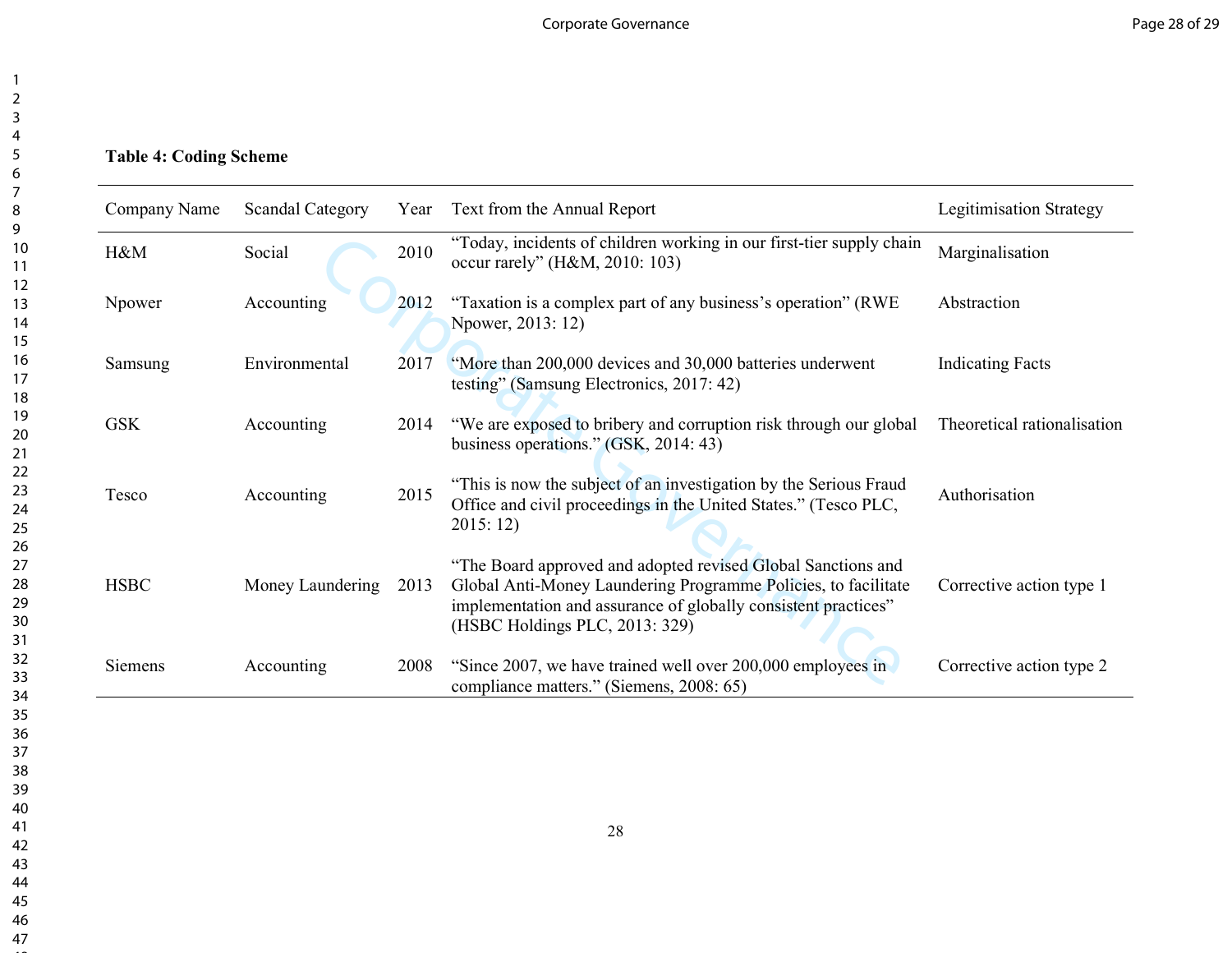**Table 4: Coding Scheme**

| Company Name | Scandal Category | Year | Text from the Annual Report | Legitimisation Strategy |
|---|---|---|---|---|
| H&M | Social | 2010 | "Today, incidents of children working in our first-tier supply chain occur rarely" (H&M, 2010: 103) | Marginalisation |
| Npower | Accounting | 2012 | "Taxation is a complex part of any business's operation" (RWE Npower, 2013: 12) | Abstraction |
| Samsung | Environmental | 2017 | "More than 200,000 devices and 30,000 batteries underwent testing" (Samsung Electronics, 2017: 42) | Indicating Facts |
| GSK | Accounting | 2014 | "We are exposed to bribery and corruption risk through our global business operations." (GSK, 2014: 43) | Theoretical rationalisation |
| Tesco | Accounting | 2015 | "This is now the subject of an investigation by the Serious Fraud Office and civil proceedings in the United States." (Tesco PLC, 2015: 12) | Authorisation |
| HSBC | Money Laundering | 2013 | "The Board approved and adopted revised Global Sanctions and Global Anti-Money Laundering Programme Policies, to facilitate implementation and assurance of globally consistent practices" (HSBC Holdings PLC, 2013: 329) | Corrective action type 1 |
| Siemens | Accounting | 2008 | "Since 2007, we have trained well over 200,000 employees in compliance matters." (Siemens, 2008: 65) | Corrective action type 2 |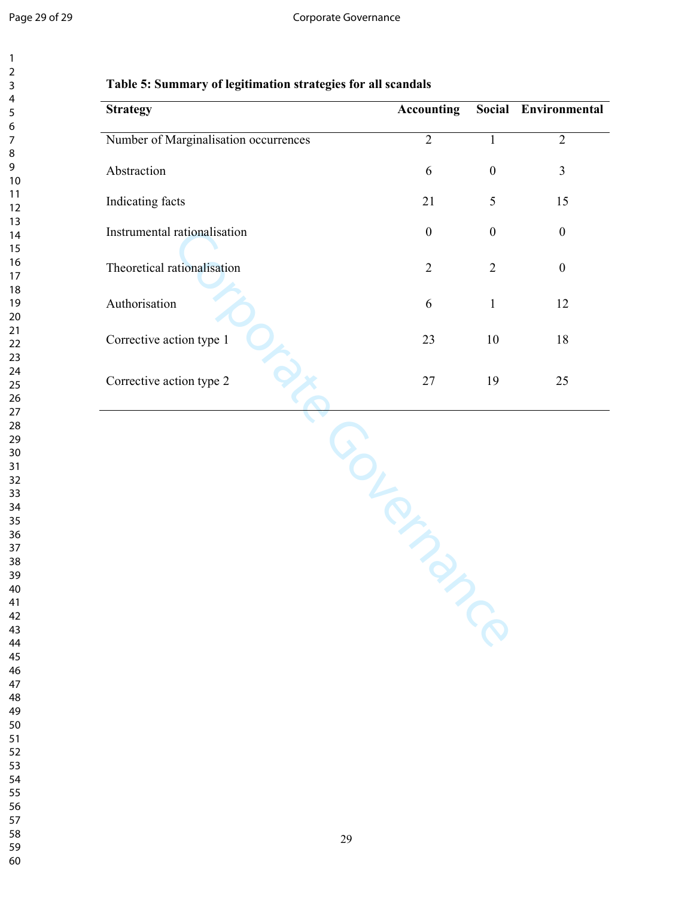**Table 5: Summary of legitimation strategies for all scandals**

| Strategy | Accounting | Social | Environmental |
|---|---|---|---|
| Number of Marginalisation occurrences | 2 | 1 | 2 |
| Abstraction | 6 | 0 | 3 |
| Indicating facts | 21 | 5 | 15 |
| Instrumental rationalisation | 0 | 0 | 0 |
| Theoretical rationalisation | 2 | 2 | 0 |
| Authorisation | 6 | 1 | 12 |
| Corrective action type 1 | 23 | 10 | 18 |
| Corrective action type 2 | 27 | 19 | 25 |